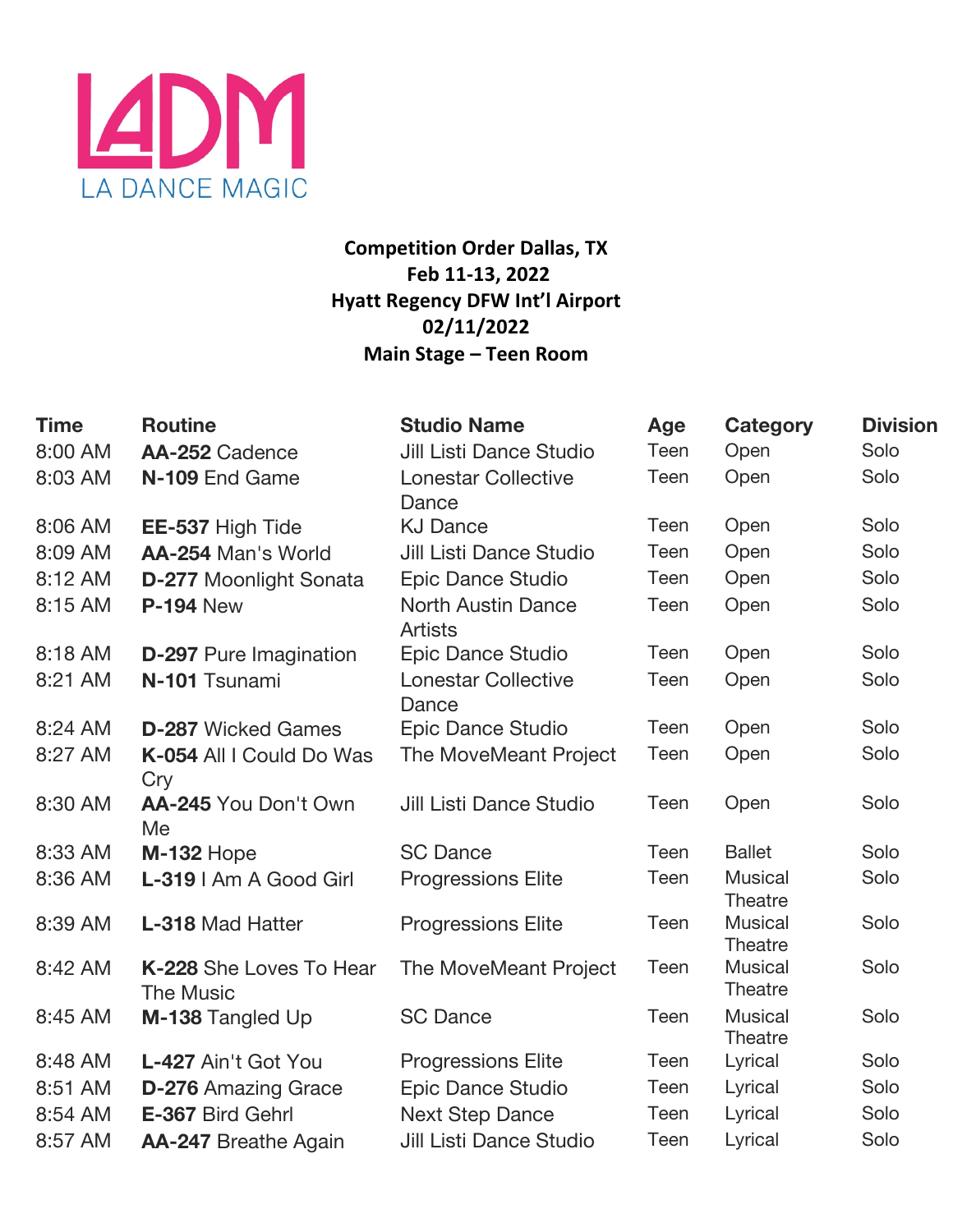LADM
LA DANCE MAGIC

**Competition Order Dallas, TX**
**Feb 11-13, 2022**
**Hyatt Regency DFW Int'l Airport**
**02/11/2022**
**Main Stage – Teen Room**

| Time | Routine | Studio Name | Age | Category | Division |
|---|---|---|---|---|---|
| 8:00 AM | **AA-252** Cadence | Jill Listi Dance Studio | Teen | Open | Solo |
| 8:03 AM | **N-109** End Game | Lonestar Collective Dance | Teen | Open | Solo |
| 8:06 AM | **EE-537** High Tide | KJ Dance | Teen | Open | Solo |
| 8:09 AM | **AA-254** Man's World | Jill Listi Dance Studio | Teen | Open | Solo |
| 8:12 AM | **D-277** Moonlight Sonata | Epic Dance Studio | Teen | Open | Solo |
| 8:15 AM | **P-194** New | North Austin Dance Artists | Teen | Open | Solo |
| 8:18 AM | **D-297** Pure Imagination | Epic Dance Studio | Teen | Open | Solo |
| 8:21 AM | **N-101** Tsunami | Lonestar Collective Dance | Teen | Open | Solo |
| 8:24 AM | **D-287** Wicked Games | Epic Dance Studio | Teen | Open | Solo |
| 8:27 AM | **K-054** All I Could Do Was Cry | The MoveMeant Project | Teen | Open | Solo |
| 8:30 AM | **AA-245** You Don't Own Me | Jill Listi Dance Studio | Teen | Open | Solo |
| 8:33 AM | **M-132** Hope | SC Dance | Teen | Ballet | Solo |
| 8:36 AM | **L-319** I Am A Good Girl | Progressions Elite | Teen | Musical Theatre | Solo |
| 8:39 AM | **L-318** Mad Hatter | Progressions Elite | Teen | Musical Theatre | Solo |
| 8:42 AM | **K-228** She Loves To Hear The Music | The MoveMeant Project | Teen | Musical Theatre | Solo |
| 8:45 AM | **M-138** Tangled Up | SC Dance | Teen | Musical Theatre | Solo |
| 8:48 AM | **L-427** Ain't Got You | Progressions Elite | Teen | Lyrical | Solo |
| 8:51 AM | **D-276** Amazing Grace | Epic Dance Studio | Teen | Lyrical | Solo |
| 8:54 AM | **E-367** Bird Gehrl | Next Step Dance | Teen | Lyrical | Solo |
| 8:57 AM | **AA-247** Breathe Again | Jill Listi Dance Studio | Teen | Lyrical | Solo |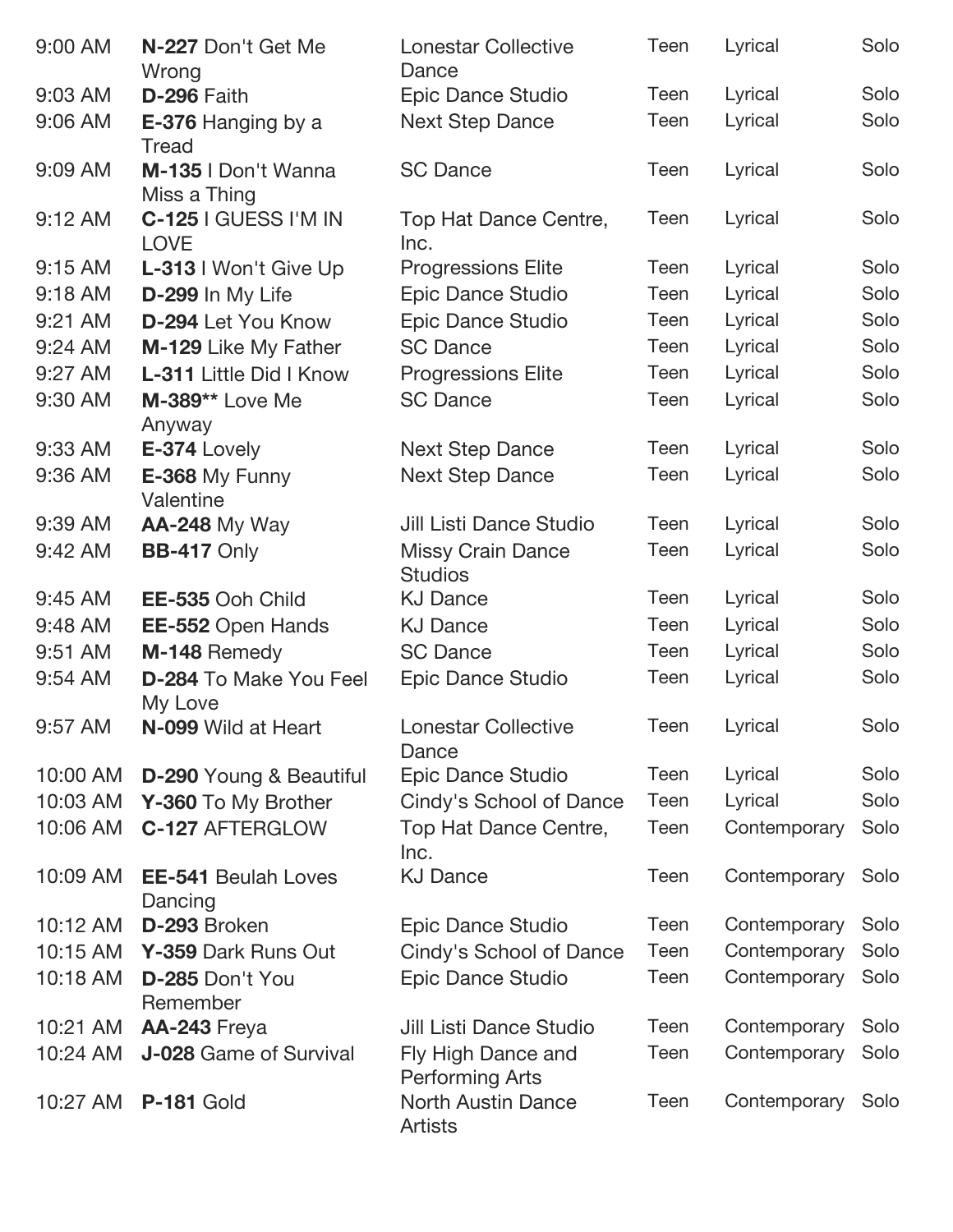| | | | | | |
|---|---|---|---|---|---|
| 9:00 AM | **N-227** Don't Get Me Wrong | Lonestar Collective Dance | Teen | Lyrical | Solo |
| 9:03 AM | **D-296** Faith | Epic Dance Studio | Teen | Lyrical | Solo |
| 9:06 AM | **E-376** Hanging by a Tread | Next Step Dance | Teen | Lyrical | Solo |
| 9:09 AM | **M-135** I Don't Wanna Miss a Thing | SC Dance | Teen | Lyrical | Solo |
| 9:12 AM | **C-125** I GUESS I'M IN LOVE | Top Hat Dance Centre, Inc. | Teen | Lyrical | Solo |
| 9:15 AM | **L-313** I Won't Give Up | Progressions Elite | Teen | Lyrical | Solo |
| 9:18 AM | **D-299** In My Life | Epic Dance Studio | Teen | Lyrical | Solo |
| 9:21 AM | **D-294** Let You Know | Epic Dance Studio | Teen | Lyrical | Solo |
| 9:24 AM | **M-129** Like My Father | SC Dance | Teen | Lyrical | Solo |
| 9:27 AM | **L-311** Little Did I Know | Progressions Elite | Teen | Lyrical | Solo |
| 9:30 AM | **M-389**** Love Me Anyway | SC Dance | Teen | Lyrical | Solo |
| 9:33 AM | **E-374** Lovely | Next Step Dance | Teen | Lyrical | Solo |
| 9:36 AM | **E-368** My Funny Valentine | Next Step Dance | Teen | Lyrical | Solo |
| 9:39 AM | **AA-248** My Way | Jill Listi Dance Studio | Teen | Lyrical | Solo |
| 9:42 AM | **BB-417** Only | Missy Crain Dance Studios | Teen | Lyrical | Solo |
| 9:45 AM | **EE-535** Ooh Child | KJ Dance | Teen | Lyrical | Solo |
| 9:48 AM | **EE-552** Open Hands | KJ Dance | Teen | Lyrical | Solo |
| 9:51 AM | **M-148** Remedy | SC Dance | Teen | Lyrical | Solo |
| 9:54 AM | **D-284** To Make You Feel My Love | Epic Dance Studio | Teen | Lyrical | Solo |
| 9:57 AM | **N-099** Wild at Heart | Lonestar Collective Dance | Teen | Lyrical | Solo |
| 10:00 AM | **D-290** Young & Beautiful | Epic Dance Studio | Teen | Lyrical | Solo |
| 10:03 AM | **Y-360** To My Brother | Cindy's School of Dance | Teen | Lyrical | Solo |
| 10:06 AM | **C-127** AFTERGLOW | Top Hat Dance Centre, Inc. | Teen | Contemporary | Solo |
| 10:09 AM | **EE-541** Beulah Loves Dancing | KJ Dance | Teen | Contemporary | Solo |
| 10:12 AM | **D-293** Broken | Epic Dance Studio | Teen | Contemporary | Solo |
| 10:15 AM | **Y-359** Dark Runs Out | Cindy's School of Dance | Teen | Contemporary | Solo |
| 10:18 AM | **D-285** Don't You Remember | Epic Dance Studio | Teen | Contemporary | Solo |
| 10:21 AM | **AA-243** Freya | Jill Listi Dance Studio | Teen | Contemporary | Solo |
| 10:24 AM | **J-028** Game of Survival | Fly High Dance and Performing Arts | Teen | Contemporary | Solo |
| 10:27 AM | **P-181** Gold | North Austin Dance Artists | Teen | Contemporary | Solo |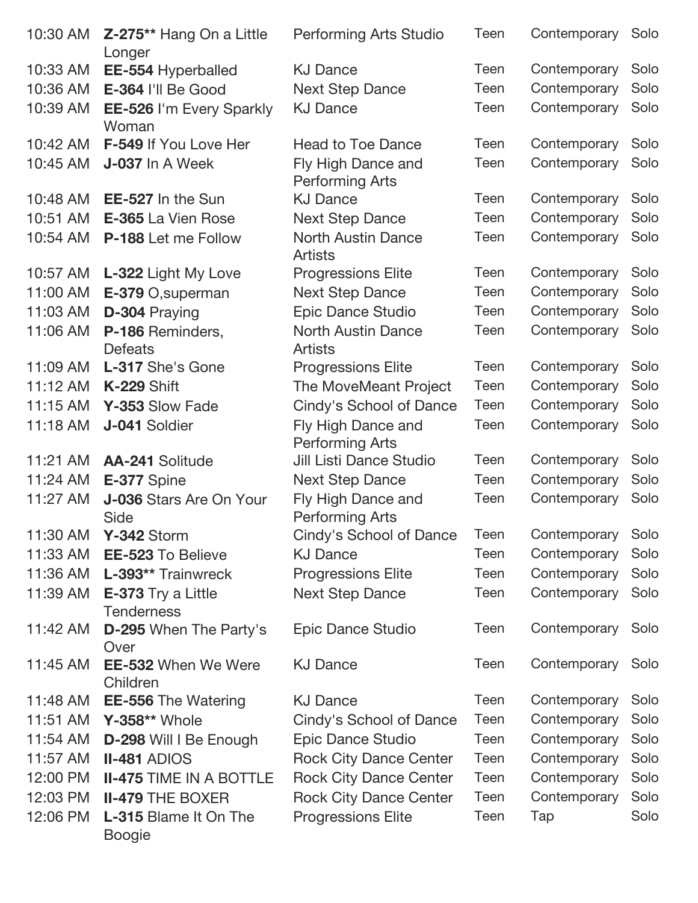| | | | | | |
|---|---|---|---|---|---|
| 10:30 AM | **Z-275**** Hang On a Little Longer | Performing Arts Studio | Teen | Contemporary | Solo |
| 10:33 AM | **EE-554** Hyperballed | KJ Dance | Teen | Contemporary | Solo |
| 10:36 AM | **E-364** I'll Be Good | Next Step Dance | Teen | Contemporary | Solo |
| 10:39 AM | **EE-526** I'm Every Sparkly Woman | KJ Dance | Teen | Contemporary | Solo |
| 10:42 AM | **F-549** If You Love Her | Head to Toe Dance | Teen | Contemporary | Solo |
| 10:45 AM | **J-037** In A Week | Fly High Dance and Performing Arts | Teen | Contemporary | Solo |
| 10:48 AM | **EE-527** In the Sun | KJ Dance | Teen | Contemporary | Solo |
| 10:51 AM | **E-365** La Vien Rose | Next Step Dance | Teen | Contemporary | Solo |
| 10:54 AM | **P-188** Let me Follow | North Austin Dance Artists | Teen | Contemporary | Solo |
| 10:57 AM | **L-322** Light My Love | Progressions Elite | Teen | Contemporary | Solo |
| 11:00 AM | **E-379** O,superman | Next Step Dance | Teen | Contemporary | Solo |
| 11:03 AM | **D-304** Praying | Epic Dance Studio | Teen | Contemporary | Solo |
| 11:06 AM | **P-186** Reminders, Defeats | North Austin Dance Artists | Teen | Contemporary | Solo |
| 11:09 AM | **L-317** She's Gone | Progressions Elite | Teen | Contemporary | Solo |
| 11:12 AM | **K-229** Shift | The MoveMeant Project | Teen | Contemporary | Solo |
| 11:15 AM | **Y-353** Slow Fade | Cindy's School of Dance | Teen | Contemporary | Solo |
| 11:18 AM | **J-041** Soldier | Fly High Dance and Performing Arts | Teen | Contemporary | Solo |
| 11:21 AM | **AA-241** Solitude | Jill Listi Dance Studio | Teen | Contemporary | Solo |
| 11:24 AM | **E-377** Spine | Next Step Dance | Teen | Contemporary | Solo |
| 11:27 AM | **J-036** Stars Are On Your Side | Fly High Dance and Performing Arts | Teen | Contemporary | Solo |
| 11:30 AM | **Y-342** Storm | Cindy's School of Dance | Teen | Contemporary | Solo |
| 11:33 AM | **EE-523** To Believe | KJ Dance | Teen | Contemporary | Solo |
| 11:36 AM | **L-393**** Trainwreck | Progressions Elite | Teen | Contemporary | Solo |
| 11:39 AM | **E-373** Try a Little Tenderness | Next Step Dance | Teen | Contemporary | Solo |
| 11:42 AM | **D-295** When The Party's Over | Epic Dance Studio | Teen | Contemporary | Solo |
| 11:45 AM | **EE-532** When We Were Children | KJ Dance | Teen | Contemporary | Solo |
| 11:48 AM | **EE-556** The Watering | KJ Dance | Teen | Contemporary | Solo |
| 11:51 AM | **Y-358**** Whole | Cindy's School of Dance | Teen | Contemporary | Solo |
| 11:54 AM | **D-298** Will I Be Enough | Epic Dance Studio | Teen | Contemporary | Solo |
| 11:57 AM | **II-481** ADIOS | Rock City Dance Center | Teen | Contemporary | Solo |
| 12:00 PM | **II-475** TIME IN A BOTTLE | Rock City Dance Center | Teen | Contemporary | Solo |
| 12:03 PM | **II-479** THE BOXER | Rock City Dance Center | Teen | Contemporary | Solo |
| 12:06 PM | **L-315** Blame It On The Boogie | Progressions Elite | Teen | Tap | Solo |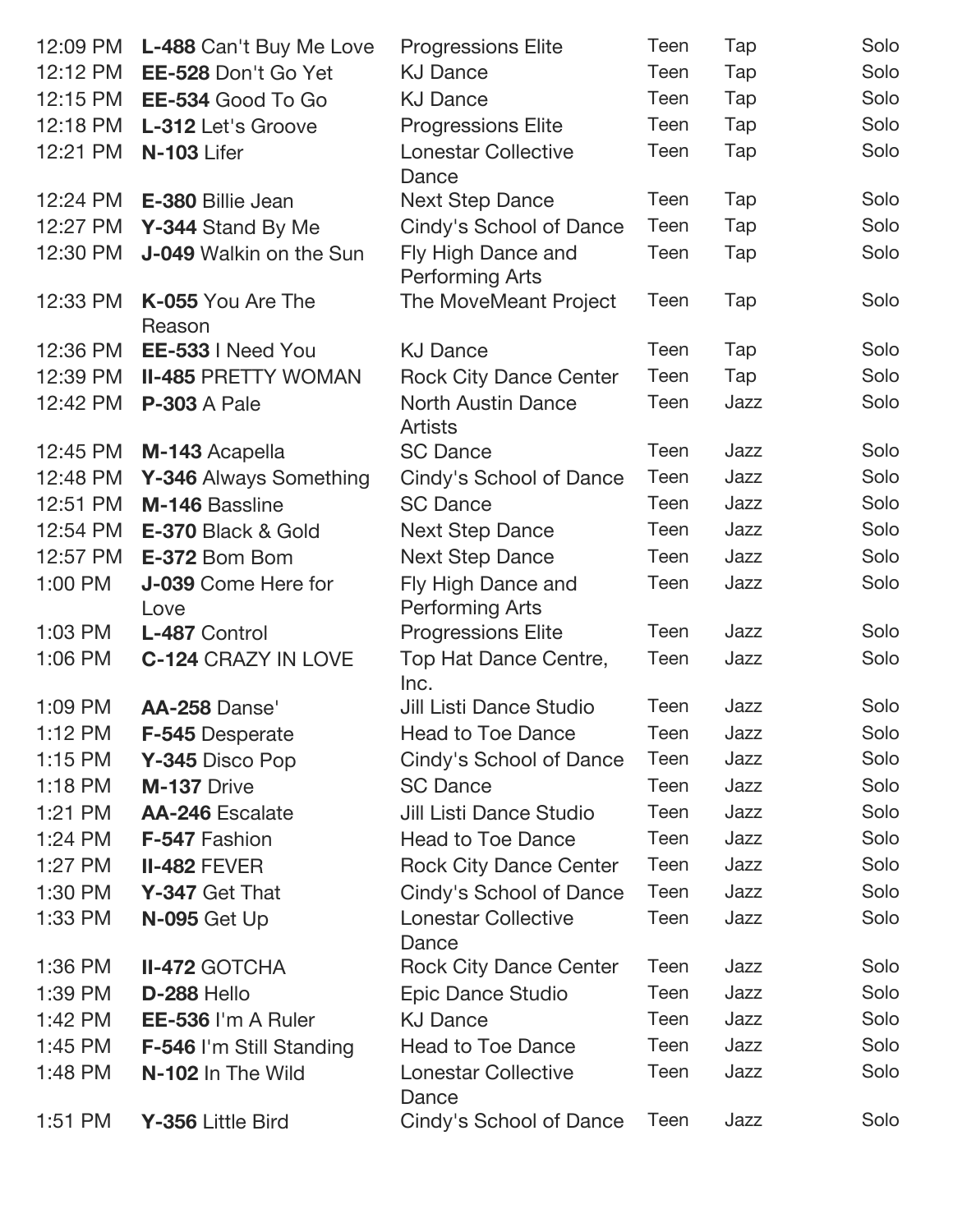| | | | | | |
|---|---|---|---|---|---|
| 12:09 PM | **L-488** Can't Buy Me Love | Progressions Elite | Teen | Tap | Solo |
| 12:12 PM | **EE-528** Don't Go Yet | KJ Dance | Teen | Tap | Solo |
| 12:15 PM | **EE-534** Good To Go | KJ Dance | Teen | Tap | Solo |
| 12:18 PM | **L-312** Let's Groove | Progressions Elite | Teen | Tap | Solo |
| 12:21 PM | **N-103** Lifer | Lonestar Collective Dance | Teen | Tap | Solo |
| 12:24 PM | **E-380** Billie Jean | Next Step Dance | Teen | Tap | Solo |
| 12:27 PM | **Y-344** Stand By Me | Cindy's School of Dance | Teen | Tap | Solo |
| 12:30 PM | **J-049** Walkin on the Sun | Fly High Dance and Performing Arts | Teen | Tap | Solo |
| 12:33 PM | **K-055** You Are The Reason | The MoveMeant Project | Teen | Tap | Solo |
| 12:36 PM | **EE-533** I Need You | KJ Dance | Teen | Tap | Solo |
| 12:39 PM | **II-485** PRETTY WOMAN | Rock City Dance Center | Teen | Tap | Solo |
| 12:42 PM | **P-303** A Pale | North Austin Dance Artists | Teen | Jazz | Solo |
| 12:45 PM | **M-143** Acapella | SC Dance | Teen | Jazz | Solo |
| 12:48 PM | **Y-346** Always Something | Cindy's School of Dance | Teen | Jazz | Solo |
| 12:51 PM | **M-146** Bassline | SC Dance | Teen | Jazz | Solo |
| 12:54 PM | **E-370** Black & Gold | Next Step Dance | Teen | Jazz | Solo |
| 12:57 PM | **E-372** Bom Bom | Next Step Dance | Teen | Jazz | Solo |
| 1:00 PM | **J-039** Come Here for Love | Fly High Dance and Performing Arts | Teen | Jazz | Solo |
| 1:03 PM | **L-487** Control | Progressions Elite | Teen | Jazz | Solo |
| 1:06 PM | **C-124** CRAZY IN LOVE | Top Hat Dance Centre, Inc. | Teen | Jazz | Solo |
| 1:09 PM | **AA-258** Danse' | Jill Listi Dance Studio | Teen | Jazz | Solo |
| 1:12 PM | **F-545** Desperate | Head to Toe Dance | Teen | Jazz | Solo |
| 1:15 PM | **Y-345** Disco Pop | Cindy's School of Dance | Teen | Jazz | Solo |
| 1:18 PM | **M-137** Drive | SC Dance | Teen | Jazz | Solo |
| 1:21 PM | **AA-246** Escalate | Jill Listi Dance Studio | Teen | Jazz | Solo |
| 1:24 PM | **F-547** Fashion | Head to Toe Dance | Teen | Jazz | Solo |
| 1:27 PM | **II-482** FEVER | Rock City Dance Center | Teen | Jazz | Solo |
| 1:30 PM | **Y-347** Get That | Cindy's School of Dance | Teen | Jazz | Solo |
| 1:33 PM | **N-095** Get Up | Lonestar Collective Dance | Teen | Jazz | Solo |
| 1:36 PM | **II-472** GOTCHA | Rock City Dance Center | Teen | Jazz | Solo |
| 1:39 PM | **D-288** Hello | Epic Dance Studio | Teen | Jazz | Solo |
| 1:42 PM | **EE-536** I'm A Ruler | KJ Dance | Teen | Jazz | Solo |
| 1:45 PM | **F-546** I'm Still Standing | Head to Toe Dance | Teen | Jazz | Solo |
| 1:48 PM | **N-102** In The Wild | Lonestar Collective Dance | Teen | Jazz | Solo |
| 1:51 PM | **Y-356** Little Bird | Cindy's School of Dance | Teen | Jazz | Solo |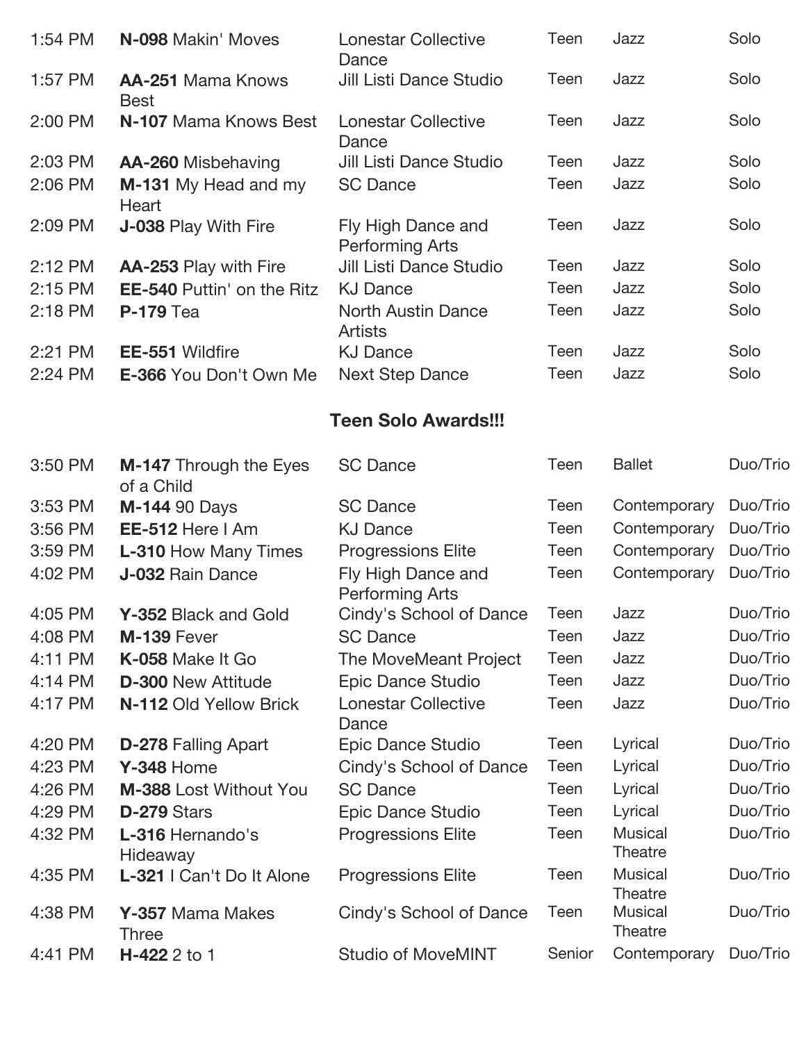| | | | | | |
|---|---|---|---|---|---|
| 1:54 PM | **N-098** Makin' Moves | Lonestar Collective Dance | Teen | Jazz | Solo |
| 1:57 PM | **AA-251** Mama Knows Best | Jill Listi Dance Studio | Teen | Jazz | Solo |
| 2:00 PM | **N-107** Mama Knows Best | Lonestar Collective Dance | Teen | Jazz | Solo |
| 2:03 PM | **AA-260** Misbehaving | Jill Listi Dance Studio | Teen | Jazz | Solo |
| 2:06 PM | **M-131** My Head and my Heart | SC Dance | Teen | Jazz | Solo |
| 2:09 PM | **J-038** Play With Fire | Fly High Dance and Performing Arts | Teen | Jazz | Solo |
| 2:12 PM | **AA-253** Play with Fire | Jill Listi Dance Studio | Teen | Jazz | Solo |
| 2:15 PM | **EE-540** Puttin' on the Ritz | KJ Dance | Teen | Jazz | Solo |
| 2:18 PM | **P-179** Tea | North Austin Dance Artists | Teen | Jazz | Solo |
| 2:21 PM | **EE-551** Wildfire | KJ Dance | Teen | Jazz | Solo |
| 2:24 PM | **E-366** You Don't Own Me | Next Step Dance | Teen | Jazz | Solo |

**Teen Solo Awards!!!**

| | | | | | |
|---|---|---|---|---|---|
| 3:50 PM | **M-147** Through the Eyes of a Child | SC Dance | Teen | Ballet | Duo/Trio |
| 3:53 PM | **M-144** 90 Days | SC Dance | Teen | Contemporary | Duo/Trio |
| 3:56 PM | **EE-512** Here I Am | KJ Dance | Teen | Contemporary | Duo/Trio |
| 3:59 PM | **L-310** How Many Times | Progressions Elite | Teen | Contemporary | Duo/Trio |
| 4:02 PM | **J-032** Rain Dance | Fly High Dance and Performing Arts | Teen | Contemporary | Duo/Trio |
| 4:05 PM | **Y-352** Black and Gold | Cindy's School of Dance | Teen | Jazz | Duo/Trio |
| 4:08 PM | **M-139** Fever | SC Dance | Teen | Jazz | Duo/Trio |
| 4:11 PM | **K-058** Make It Go | The MoveMeant Project | Teen | Jazz | Duo/Trio |
| 4:14 PM | **D-300** New Attitude | Epic Dance Studio | Teen | Jazz | Duo/Trio |
| 4:17 PM | **N-112** Old Yellow Brick | Lonestar Collective Dance | Teen | Jazz | Duo/Trio |
| 4:20 PM | **D-278** Falling Apart | Epic Dance Studio | Teen | Lyrical | Duo/Trio |
| 4:23 PM | **Y-348** Home | Cindy's School of Dance | Teen | Lyrical | Duo/Trio |
| 4:26 PM | **M-388** Lost Without You | SC Dance | Teen | Lyrical | Duo/Trio |
| 4:29 PM | **D-279** Stars | Epic Dance Studio | Teen | Lyrical | Duo/Trio |
| 4:32 PM | **L-316** Hernando's Hideaway | Progressions Elite | Teen | Musical Theatre | Duo/Trio |
| 4:35 PM | **L-321** I Can't Do It Alone | Progressions Elite | Teen | Musical Theatre | Duo/Trio |
| 4:38 PM | **Y-357** Mama Makes Three | Cindy's School of Dance | Teen | Musical Theatre | Duo/Trio |
| 4:41 PM | **H-422** 2 to 1 | Studio of MoveMINT | Senior | Contemporary | Duo/Trio |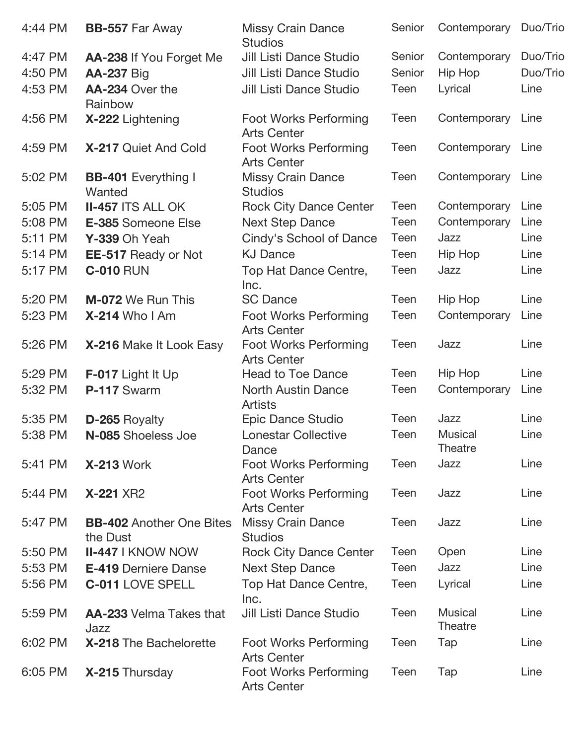| | | | | | |
|---|---|---|---|---|---|
| 4:44 PM | **BB-557** Far Away | Missy Crain Dance Studios | Senior | Contemporary | Duo/Trio |
| 4:47 PM | **AA-238** If You Forget Me | Jill Listi Dance Studio | Senior | Contemporary | Duo/Trio |
| 4:50 PM | **AA-237** Big | Jill Listi Dance Studio | Senior | Hip Hop | Duo/Trio |
| 4:53 PM | **AA-234** Over the Rainbow | Jill Listi Dance Studio | Teen | Lyrical | Line |
| 4:56 PM | **X-222** Lightening | Foot Works Performing Arts Center | Teen | Contemporary | Line |
| 4:59 PM | **X-217** Quiet And Cold | Foot Works Performing Arts Center | Teen | Contemporary | Line |
| 5:02 PM | **BB-401** Everything I Wanted | Missy Crain Dance Studios | Teen | Contemporary | Line |
| 5:05 PM | **II-457** ITS ALL OK | Rock City Dance Center | Teen | Contemporary | Line |
| 5:08 PM | **E-385** Someone Else | Next Step Dance | Teen | Contemporary | Line |
| 5:11 PM | **Y-339** Oh Yeah | Cindy's School of Dance | Teen | Jazz | Line |
| 5:14 PM | **EE-517** Ready or Not | KJ Dance | Teen | Hip Hop | Line |
| 5:17 PM | **C-010** RUN | Top Hat Dance Centre, Inc. | Teen | Jazz | Line |
| 5:20 PM | **M-072** We Run This | SC Dance | Teen | Hip Hop | Line |
| 5:23 PM | **X-214** Who I Am | Foot Works Performing Arts Center | Teen | Contemporary | Line |
| 5:26 PM | **X-216** Make It Look Easy | Foot Works Performing Arts Center | Teen | Jazz | Line |
| 5:29 PM | **F-017** Light It Up | Head to Toe Dance | Teen | Hip Hop | Line |
| 5:32 PM | **P-117** Swarm | North Austin Dance Artists | Teen | Contemporary | Line |
| 5:35 PM | **D-265** Royalty | Epic Dance Studio | Teen | Jazz | Line |
| 5:38 PM | **N-085** Shoeless Joe | Lonestar Collective Dance | Teen | Musical Theatre | Line |
| 5:41 PM | **X-213** Work | Foot Works Performing Arts Center | Teen | Jazz | Line |
| 5:44 PM | **X-221** XR2 | Foot Works Performing Arts Center | Teen | Jazz | Line |
| 5:47 PM | **BB-402** Another One Bites the Dust | Missy Crain Dance Studios | Teen | Jazz | Line |
| 5:50 PM | **II-447** I KNOW NOW | Rock City Dance Center | Teen | Open | Line |
| 5:53 PM | **E-419** Derniere Danse | Next Step Dance | Teen | Jazz | Line |
| 5:56 PM | **C-011** LOVE SPELL | Top Hat Dance Centre, Inc. | Teen | Lyrical | Line |
| 5:59 PM | **AA-233** Velma Takes that Jazz | Jill Listi Dance Studio | Teen | Musical Theatre | Line |
| 6:02 PM | **X-218** The Bachelorette | Foot Works Performing Arts Center | Teen | Tap | Line |
| 6:05 PM | **X-215** Thursday | Foot Works Performing Arts Center | Teen | Tap | Line |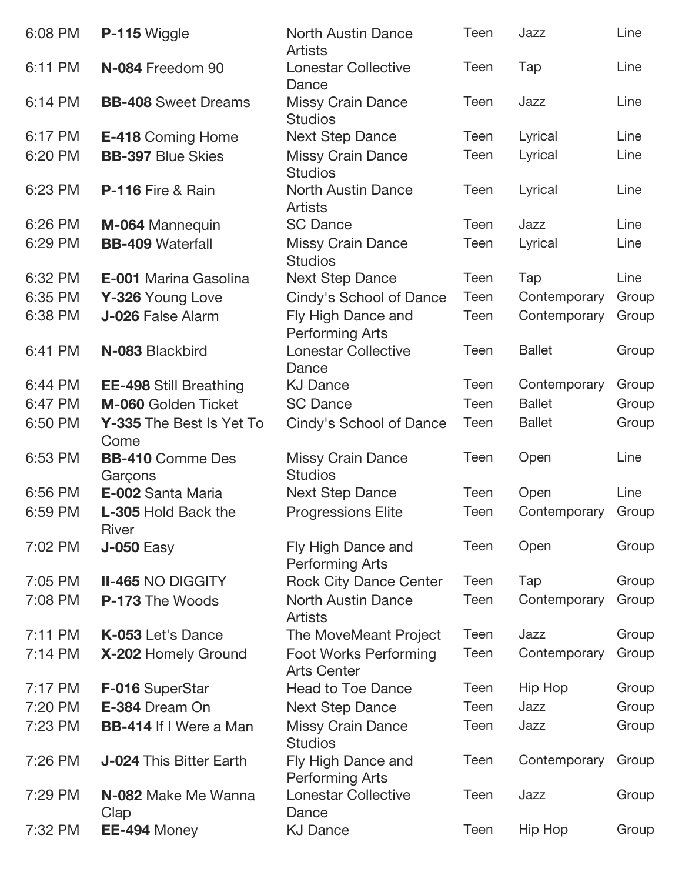| | | | | | |
|---|---|---|---|---|---|
| 6:08 PM | **P-115** Wiggle | North Austin Dance Artists | Teen | Jazz | Line |
| 6:11 PM | **N-084** Freedom 90 | Lonestar Collective Dance | Teen | Tap | Line |
| 6:14 PM | **BB-408** Sweet Dreams | Missy Crain Dance Studios | Teen | Jazz | Line |
| 6:17 PM | **E-418** Coming Home | Next Step Dance | Teen | Lyrical | Line |
| 6:20 PM | **BB-397** Blue Skies | Missy Crain Dance Studios | Teen | Lyrical | Line |
| 6:23 PM | **P-116** Fire & Rain | North Austin Dance Artists | Teen | Lyrical | Line |
| 6:26 PM | **M-064** Mannequin | SC Dance | Teen | Jazz | Line |
| 6:29 PM | **BB-409** Waterfall | Missy Crain Dance Studios | Teen | Lyrical | Line |
| 6:32 PM | **E-001** Marina Gasolina | Next Step Dance | Teen | Tap | Line |
| 6:35 PM | **Y-326** Young Love | Cindy's School of Dance | Teen | Contemporary | Group |
| 6:38 PM | **J-026** False Alarm | Fly High Dance and Performing Arts | Teen | Contemporary | Group |
| 6:41 PM | **N-083** Blackbird | Lonestar Collective Dance | Teen | Ballet | Group |
| 6:44 PM | **EE-498** Still Breathing | KJ Dance | Teen | Contemporary | Group |
| 6:47 PM | **M-060** Golden Ticket | SC Dance | Teen | Ballet | Group |
| 6:50 PM | **Y-335** The Best Is Yet To Come | Cindy's School of Dance | Teen | Ballet | Group |
| 6:53 PM | **BB-410** Comme Des Garçons | Missy Crain Dance Studios | Teen | Open | Line |
| 6:56 PM | **E-002** Santa Maria | Next Step Dance | Teen | Open | Line |
| 6:59 PM | **L-305** Hold Back the River | Progressions Elite | Teen | Contemporary | Group |
| 7:02 PM | **J-050** Easy | Fly High Dance and Performing Arts | Teen | Open | Group |
| 7:05 PM | **II-465** NO DIGGITY | Rock City Dance Center | Teen | Tap | Group |
| 7:08 PM | **P-173** The Woods | North Austin Dance Artists | Teen | Contemporary | Group |
| 7:11 PM | **K-053** Let's Dance | The MoveMeant Project | Teen | Jazz | Group |
| 7:14 PM | **X-202** Homely Ground | Foot Works Performing Arts Center | Teen | Contemporary | Group |
| 7:17 PM | **F-016** SuperStar | Head to Toe Dance | Teen | Hip Hop | Group |
| 7:20 PM | **E-384** Dream On | Next Step Dance | Teen | Jazz | Group |
| 7:23 PM | **BB-414** If I Were a Man | Missy Crain Dance Studios | Teen | Jazz | Group |
| 7:26 PM | **J-024** This Bitter Earth | Fly High Dance and Performing Arts | Teen | Contemporary | Group |
| 7:29 PM | **N-082** Make Me Wanna Clap | Lonestar Collective Dance | Teen | Jazz | Group |
| 7:32 PM | **EE-494** Money | KJ Dance | Teen | Hip Hop | Group |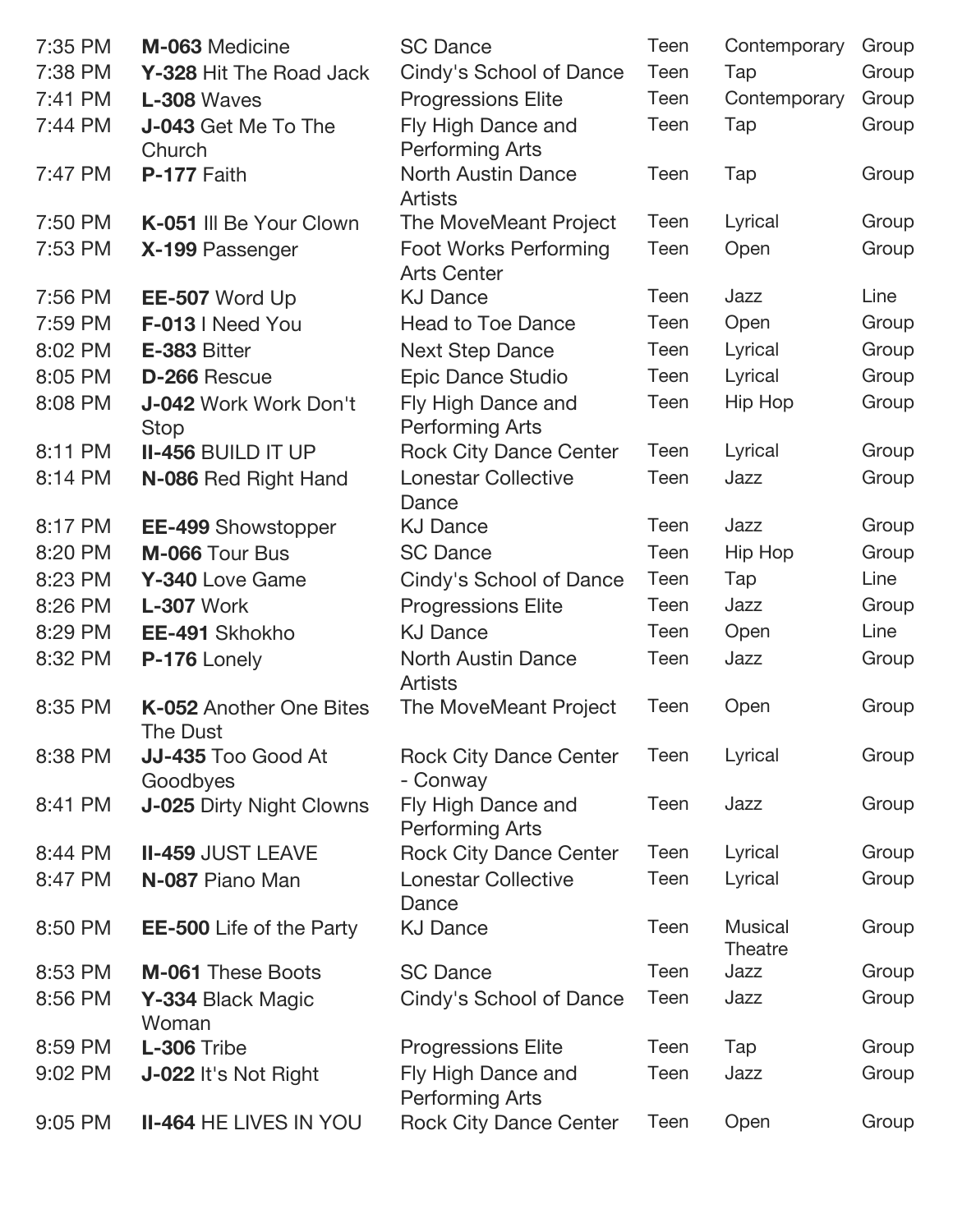| | | | | | |
|---|---|---|---|---|---|
| 7:35 PM | **M-063** Medicine | SC Dance | Teen | Contemporary | Group |
| 7:38 PM | **Y-328** Hit The Road Jack | Cindy's School of Dance | Teen | Tap | Group |
| 7:41 PM | **L-308** Waves | Progressions Elite | Teen | Contemporary | Group |
| 7:44 PM | **J-043** Get Me To The Church | Fly High Dance and Performing Arts | Teen | Tap | Group |
| 7:47 PM | **P-177** Faith | North Austin Dance Artists | Teen | Tap | Group |
| 7:50 PM | **K-051** Ill Be Your Clown | The MoveMeant Project | Teen | Lyrical | Group |
| 7:53 PM | **X-199** Passenger | Foot Works Performing Arts Center | Teen | Open | Group |
| 7:56 PM | **EE-507** Word Up | KJ Dance | Teen | Jazz | Line |
| 7:59 PM | **F-013** I Need You | Head to Toe Dance | Teen | Open | Group |
| 8:02 PM | **E-383** Bitter | Next Step Dance | Teen | Lyrical | Group |
| 8:05 PM | **D-266** Rescue | Epic Dance Studio | Teen | Lyrical | Group |
| 8:08 PM | **J-042** Work Work Don't Stop | Fly High Dance and Performing Arts | Teen | Hip Hop | Group |
| 8:11 PM | **II-456** BUILD IT UP | Rock City Dance Center | Teen | Lyrical | Group |
| 8:14 PM | **N-086** Red Right Hand | Lonestar Collective Dance | Teen | Jazz | Group |
| 8:17 PM | **EE-499** Showstopper | KJ Dance | Teen | Jazz | Group |
| 8:20 PM | **M-066** Tour Bus | SC Dance | Teen | Hip Hop | Group |
| 8:23 PM | **Y-340** Love Game | Cindy's School of Dance | Teen | Tap | Line |
| 8:26 PM | **L-307** Work | Progressions Elite | Teen | Jazz | Group |
| 8:29 PM | **EE-491** Skhokho | KJ Dance | Teen | Open | Line |
| 8:32 PM | **P-176** Lonely | North Austin Dance Artists | Teen | Jazz | Group |
| 8:35 PM | **K-052** Another One Bites The Dust | The MoveMeant Project | Teen | Open | Group |
| 8:38 PM | **JJ-435** Too Good At Goodbyes | Rock City Dance Center - Conway | Teen | Lyrical | Group |
| 8:41 PM | **J-025** Dirty Night Clowns | Fly High Dance and Performing Arts | Teen | Jazz | Group |
| 8:44 PM | **II-459** JUST LEAVE | Rock City Dance Center | Teen | Lyrical | Group |
| 8:47 PM | **N-087** Piano Man | Lonestar Collective Dance | Teen | Lyrical | Group |
| 8:50 PM | **EE-500** Life of the Party | KJ Dance | Teen | Musical Theatre | Group |
| 8:53 PM | **M-061** These Boots | SC Dance | Teen | Jazz | Group |
| 8:56 PM | **Y-334** Black Magic Woman | Cindy's School of Dance | Teen | Jazz | Group |
| 8:59 PM | **L-306** Tribe | Progressions Elite | Teen | Tap | Group |
| 9:02 PM | **J-022** It's Not Right | Fly High Dance and Performing Arts | Teen | Jazz | Group |
| 9:05 PM | **II-464** HE LIVES IN YOU | Rock City Dance Center | Teen | Open | Group |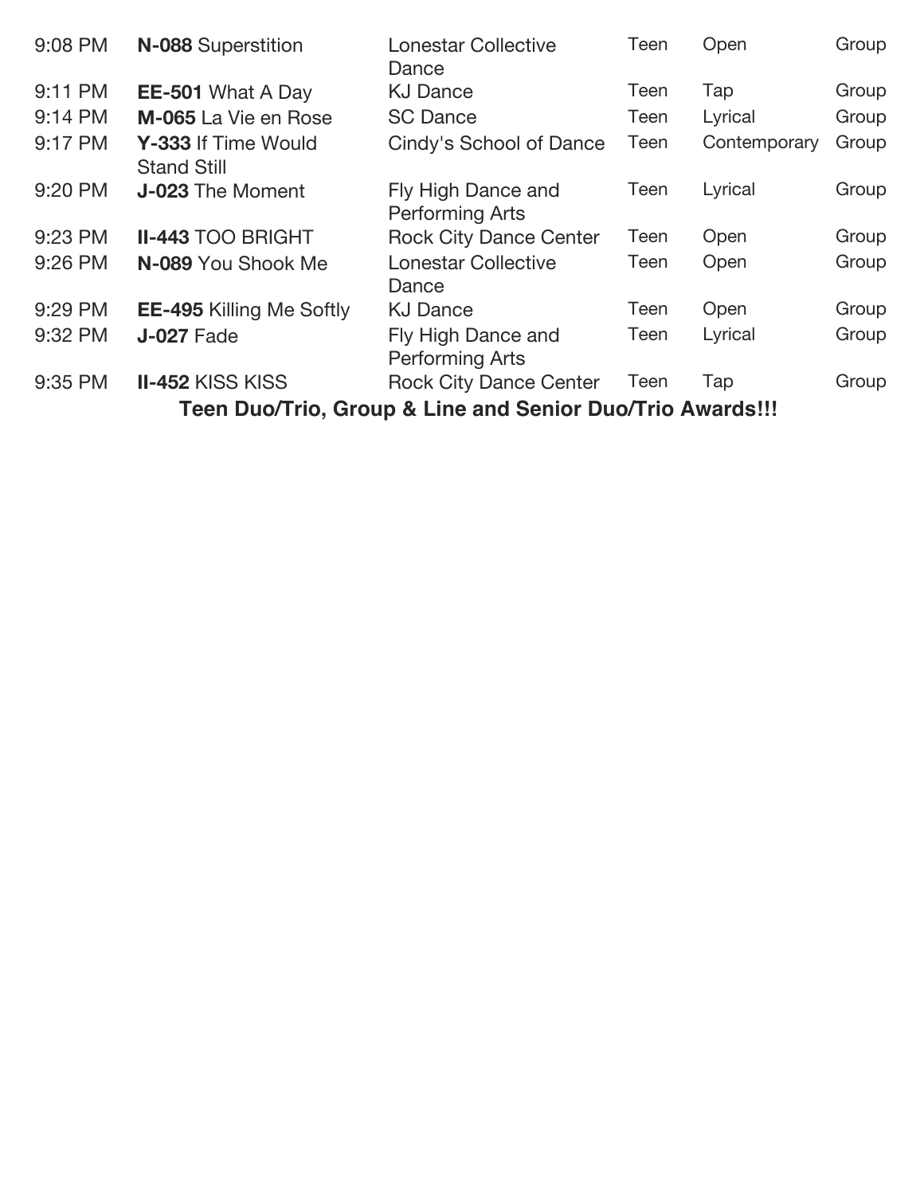| | | | | | |
|---|---|---|---|---|---|
| 9:08 PM | **N-088** Superstition | Lonestar Collective Dance | Teen | Open | Group |
| 9:11 PM | **EE-501** What A Day | KJ Dance | Teen | Tap | Group |
| 9:14 PM | **M-065** La Vie en Rose | SC Dance | Teen | Lyrical | Group |
| 9:17 PM | **Y-333** If Time Would Stand Still | Cindy's School of Dance | Teen | Contemporary | Group |
| 9:20 PM | **J-023** The Moment | Fly High Dance and Performing Arts | Teen | Lyrical | Group |
| 9:23 PM | **II-443** TOO BRIGHT | Rock City Dance Center | Teen | Open | Group |
| 9:26 PM | **N-089** You Shook Me | Lonestar Collective Dance | Teen | Open | Group |
| 9:29 PM | **EE-495** Killing Me Softly | KJ Dance | Teen | Open | Group |
| 9:32 PM | **J-027** Fade | Fly High Dance and Performing Arts | Teen | Lyrical | Group |
| 9:35 PM | **II-452** KISS KISS | Rock City Dance Center | Teen | Tap | Group |

**Teen Duo/Trio, Group & Line and Senior Duo/Trio Awards!!!**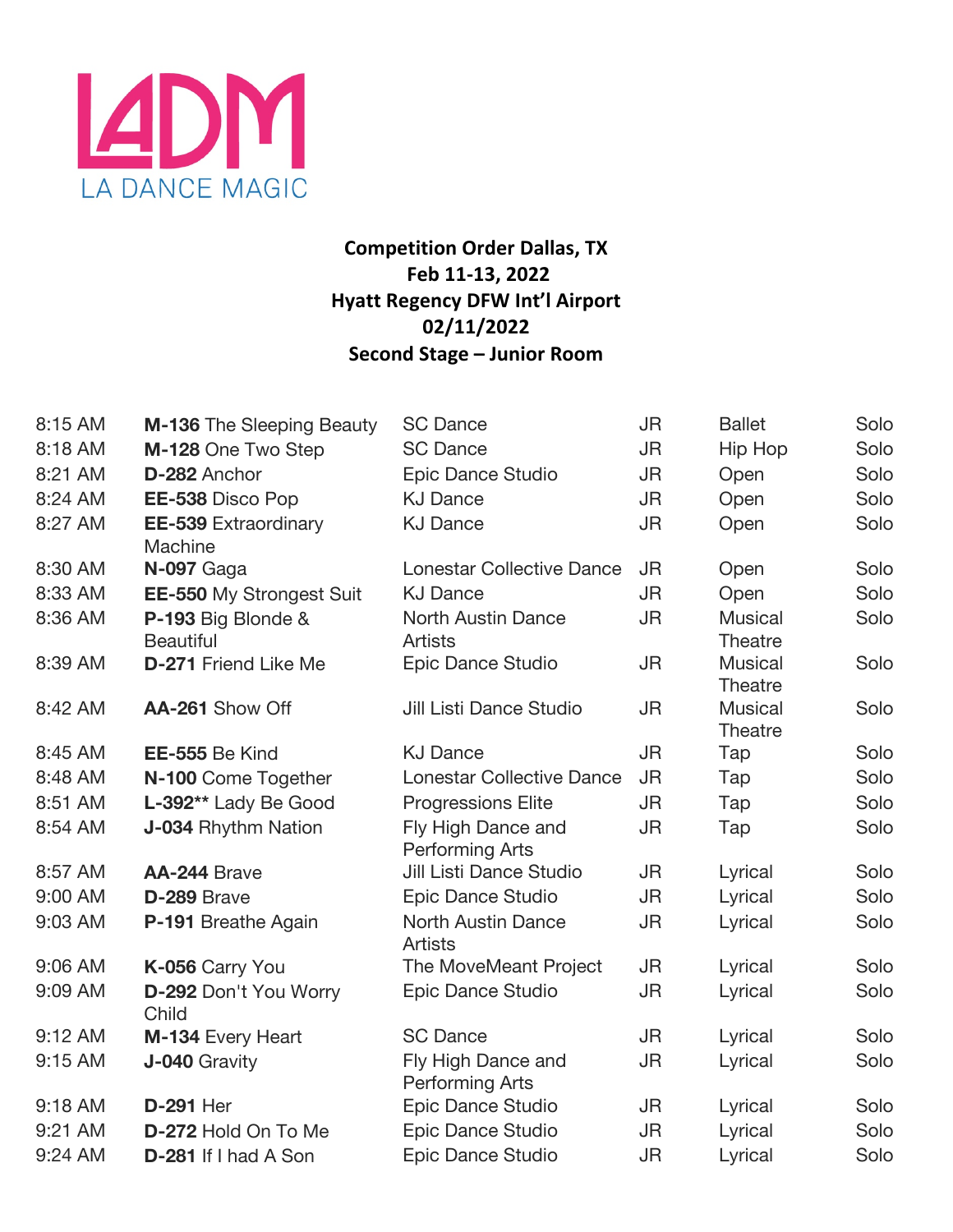LADM
LA DANCE MAGIC

**Competition Order Dallas, TX**
**Feb 11-13, 2022**
**Hyatt Regency DFW Int'l Airport**
**02/11/2022**
**Second Stage – Junior Room**

| | | | | | |
|---|---|---|---|---|---|
| 8:15 AM | **M-136** The Sleeping Beauty | SC Dance | JR | Ballet | Solo |
| 8:18 AM | **M-128** One Two Step | SC Dance | JR | Hip Hop | Solo |
| 8:21 AM | **D-282** Anchor | Epic Dance Studio | JR | Open | Solo |
| 8:24 AM | **EE-538** Disco Pop | KJ Dance | JR | Open | Solo |
| 8:27 AM | **EE-539** Extraordinary Machine | KJ Dance | JR | Open | Solo |
| 8:30 AM | **N-097** Gaga | Lonestar Collective Dance | JR | Open | Solo |
| 8:33 AM | **EE-550** My Strongest Suit | KJ Dance | JR | Open | Solo |
| 8:36 AM | **P-193** Big Blonde & Beautiful | North Austin Dance Artists | JR | Musical Theatre | Solo |
| 8:39 AM | **D-271** Friend Like Me | Epic Dance Studio | JR | Musical Theatre | Solo |
| 8:42 AM | **AA-261** Show Off | Jill Listi Dance Studio | JR | Musical Theatre | Solo |
| 8:45 AM | **EE-555** Be Kind | KJ Dance | JR | Tap | Solo |
| 8:48 AM | **N-100** Come Together | Lonestar Collective Dance | JR | Tap | Solo |
| 8:51 AM | **L-392**** Lady Be Good | Progressions Elite | JR | Tap | Solo |
| 8:54 AM | **J-034** Rhythm Nation | Fly High Dance and Performing Arts | JR | Tap | Solo |
| 8:57 AM | **AA-244** Brave | Jill Listi Dance Studio | JR | Lyrical | Solo |
| 9:00 AM | **D-289** Brave | Epic Dance Studio | JR | Lyrical | Solo |
| 9:03 AM | **P-191** Breathe Again | North Austin Dance Artists | JR | Lyrical | Solo |
| 9:06 AM | **K-056** Carry You | The MoveMeant Project | JR | Lyrical | Solo |
| 9:09 AM | **D-292** Don't You Worry Child | Epic Dance Studio | JR | Lyrical | Solo |
| 9:12 AM | **M-134** Every Heart | SC Dance | JR | Lyrical | Solo |
| 9:15 AM | **J-040** Gravity | Fly High Dance and Performing Arts | JR | Lyrical | Solo |
| 9:18 AM | **D-291** Her | Epic Dance Studio | JR | Lyrical | Solo |
| 9:21 AM | **D-272** Hold On To Me | Epic Dance Studio | JR | Lyrical | Solo |
| 9:24 AM | **D-281** If I had A Son | Epic Dance Studio | JR | Lyrical | Solo |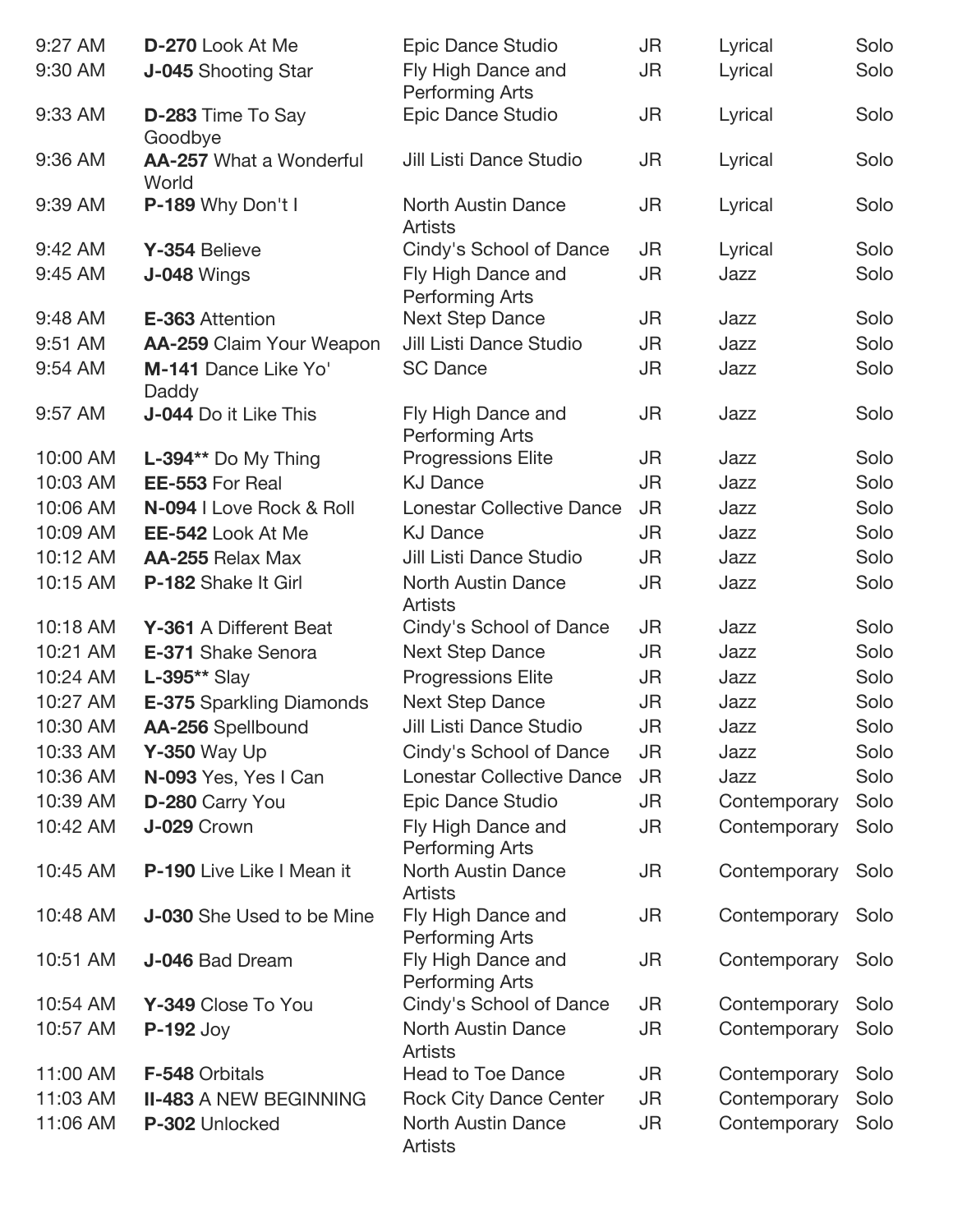| | | | | | |
|---|---|---|---|---|---|
| 9:27 AM | **D-270** Look At Me | Epic Dance Studio | JR | Lyrical | Solo |
| 9:30 AM | **J-045** Shooting Star | Fly High Dance and Performing Arts | JR | Lyrical | Solo |
| 9:33 AM | **D-283** Time To Say Goodbye | Epic Dance Studio | JR | Lyrical | Solo |
| 9:36 AM | **AA-257** What a Wonderful World | Jill Listi Dance Studio | JR | Lyrical | Solo |
| 9:39 AM | **P-189** Why Don't I | North Austin Dance Artists | JR | Lyrical | Solo |
| 9:42 AM | **Y-354** Believe | Cindy's School of Dance | JR | Lyrical | Solo |
| 9:45 AM | **J-048** Wings | Fly High Dance and Performing Arts | JR | Jazz | Solo |
| 9:48 AM | **E-363** Attention | Next Step Dance | JR | Jazz | Solo |
| 9:51 AM | **AA-259** Claim Your Weapon | Jill Listi Dance Studio | JR | Jazz | Solo |
| 9:54 AM | **M-141** Dance Like Yo' Daddy | SC Dance | JR | Jazz | Solo |
| 9:57 AM | **J-044** Do it Like This | Fly High Dance and Performing Arts | JR | Jazz | Solo |
| 10:00 AM | **L-394**** Do My Thing | Progressions Elite | JR | Jazz | Solo |
| 10:03 AM | **EE-553** For Real | KJ Dance | JR | Jazz | Solo |
| 10:06 AM | **N-094** I Love Rock & Roll | Lonestar Collective Dance | JR | Jazz | Solo |
| 10:09 AM | **EE-542** Look At Me | KJ Dance | JR | Jazz | Solo |
| 10:12 AM | **AA-255** Relax Max | Jill Listi Dance Studio | JR | Jazz | Solo |
| 10:15 AM | **P-182** Shake It Girl | North Austin Dance Artists | JR | Jazz | Solo |
| 10:18 AM | **Y-361** A Different Beat | Cindy's School of Dance | JR | Jazz | Solo |
| 10:21 AM | **E-371** Shake Senora | Next Step Dance | JR | Jazz | Solo |
| 10:24 AM | **L-395**** Slay | Progressions Elite | JR | Jazz | Solo |
| 10:27 AM | **E-375** Sparkling Diamonds | Next Step Dance | JR | Jazz | Solo |
| 10:30 AM | **AA-256** Spellbound | Jill Listi Dance Studio | JR | Jazz | Solo |
| 10:33 AM | **Y-350** Way Up | Cindy's School of Dance | JR | Jazz | Solo |
| 10:36 AM | **N-093** Yes, Yes I Can | Lonestar Collective Dance | JR | Jazz | Solo |
| 10:39 AM | **D-280** Carry You | Epic Dance Studio | JR | Contemporary | Solo |
| 10:42 AM | **J-029** Crown | Fly High Dance and Performing Arts | JR | Contemporary | Solo |
| 10:45 AM | **P-190** Live Like I Mean it | North Austin Dance Artists | JR | Contemporary | Solo |
| 10:48 AM | **J-030** She Used to be Mine | Fly High Dance and Performing Arts | JR | Contemporary | Solo |
| 10:51 AM | **J-046** Bad Dream | Fly High Dance and Performing Arts | JR | Contemporary | Solo |
| 10:54 AM | **Y-349** Close To You | Cindy's School of Dance | JR | Contemporary | Solo |
| 10:57 AM | **P-192** Joy | North Austin Dance Artists | JR | Contemporary | Solo |
| 11:00 AM | **F-548** Orbitals | Head to Toe Dance | JR | Contemporary | Solo |
| 11:03 AM | **II-483** A NEW BEGINNING | Rock City Dance Center | JR | Contemporary | Solo |
| 11:06 AM | **P-302** Unlocked | North Austin Dance Artists | JR | Contemporary | Solo |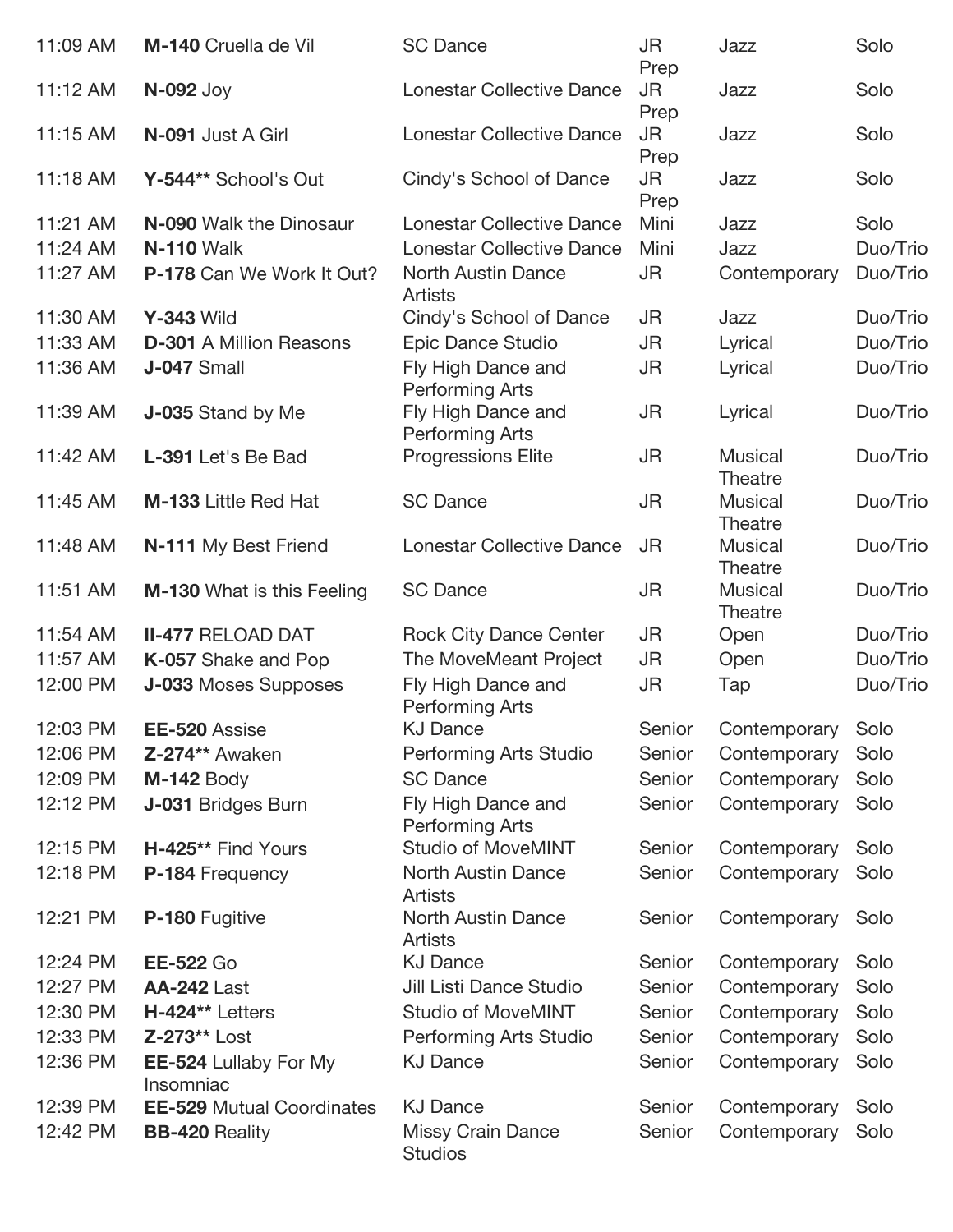| | | | | | |
|---|---|---|---|---|---|
| 11:09 AM | **M-140** Cruella de Vil | SC Dance | JR Prep | Jazz | Solo |
| 11:12 AM | **N-092** Joy | Lonestar Collective Dance | JR Prep | Jazz | Solo |
| 11:15 AM | **N-091** Just A Girl | Lonestar Collective Dance | JR Prep | Jazz | Solo |
| 11:18 AM | **Y-544**** School's Out | Cindy's School of Dance | JR Prep | Jazz | Solo |
| 11:21 AM | **N-090** Walk the Dinosaur | Lonestar Collective Dance | Mini | Jazz | Solo |
| 11:24 AM | **N-110** Walk | Lonestar Collective Dance | Mini | Jazz | Duo/Trio |
| 11:27 AM | **P-178** Can We Work It Out? | North Austin Dance Artists | JR | Contemporary | Duo/Trio |
| 11:30 AM | **Y-343** Wild | Cindy's School of Dance | JR | Jazz | Duo/Trio |
| 11:33 AM | **D-301** A Million Reasons | Epic Dance Studio | JR | Lyrical | Duo/Trio |
| 11:36 AM | **J-047** Small | Fly High Dance and Performing Arts | JR | Lyrical | Duo/Trio |
| 11:39 AM | **J-035** Stand by Me | Fly High Dance and Performing Arts | JR | Lyrical | Duo/Trio |
| 11:42 AM | **L-391** Let's Be Bad | Progressions Elite | JR | Musical Theatre | Duo/Trio |
| 11:45 AM | **M-133** Little Red Hat | SC Dance | JR | Musical Theatre | Duo/Trio |
| 11:48 AM | **N-111** My Best Friend | Lonestar Collective Dance | JR | Musical Theatre | Duo/Trio |
| 11:51 AM | **M-130** What is this Feeling | SC Dance | JR | Musical Theatre | Duo/Trio |
| 11:54 AM | **II-477** RELOAD DAT | Rock City Dance Center | JR | Open | Duo/Trio |
| 11:57 AM | **K-057** Shake and Pop | The MoveMeant Project | JR | Open | Duo/Trio |
| 12:00 PM | **J-033** Moses Supposes | Fly High Dance and Performing Arts | JR | Tap | Duo/Trio |
| 12:03 PM | **EE-520** Assise | KJ Dance | Senior | Contemporary | Solo |
| 12:06 PM | **Z-274**** Awaken | Performing Arts Studio | Senior | Contemporary | Solo |
| 12:09 PM | **M-142** Body | SC Dance | Senior | Contemporary | Solo |
| 12:12 PM | **J-031** Bridges Burn | Fly High Dance and Performing Arts | Senior | Contemporary | Solo |
| 12:15 PM | **H-425**** Find Yours | Studio of MoveMINT | Senior | Contemporary | Solo |
| 12:18 PM | **P-184** Frequency | North Austin Dance Artists | Senior | Contemporary | Solo |
| 12:21 PM | **P-180** Fugitive | North Austin Dance Artists | Senior | Contemporary | Solo |
| 12:24 PM | **EE-522** Go | KJ Dance | Senior | Contemporary | Solo |
| 12:27 PM | **AA-242** Last | Jill Listi Dance Studio | Senior | Contemporary | Solo |
| 12:30 PM | **H-424**** Letters | Studio of MoveMINT | Senior | Contemporary | Solo |
| 12:33 PM | **Z-273**** Lost | Performing Arts Studio | Senior | Contemporary | Solo |
| 12:36 PM | **EE-524** Lullaby For My Insomniac | KJ Dance | Senior | Contemporary | Solo |
| 12:39 PM | **EE-529** Mutual Coordinates | KJ Dance | Senior | Contemporary | Solo |
| 12:42 PM | **BB-420** Reality | Missy Crain Dance Studios | Senior | Contemporary | Solo |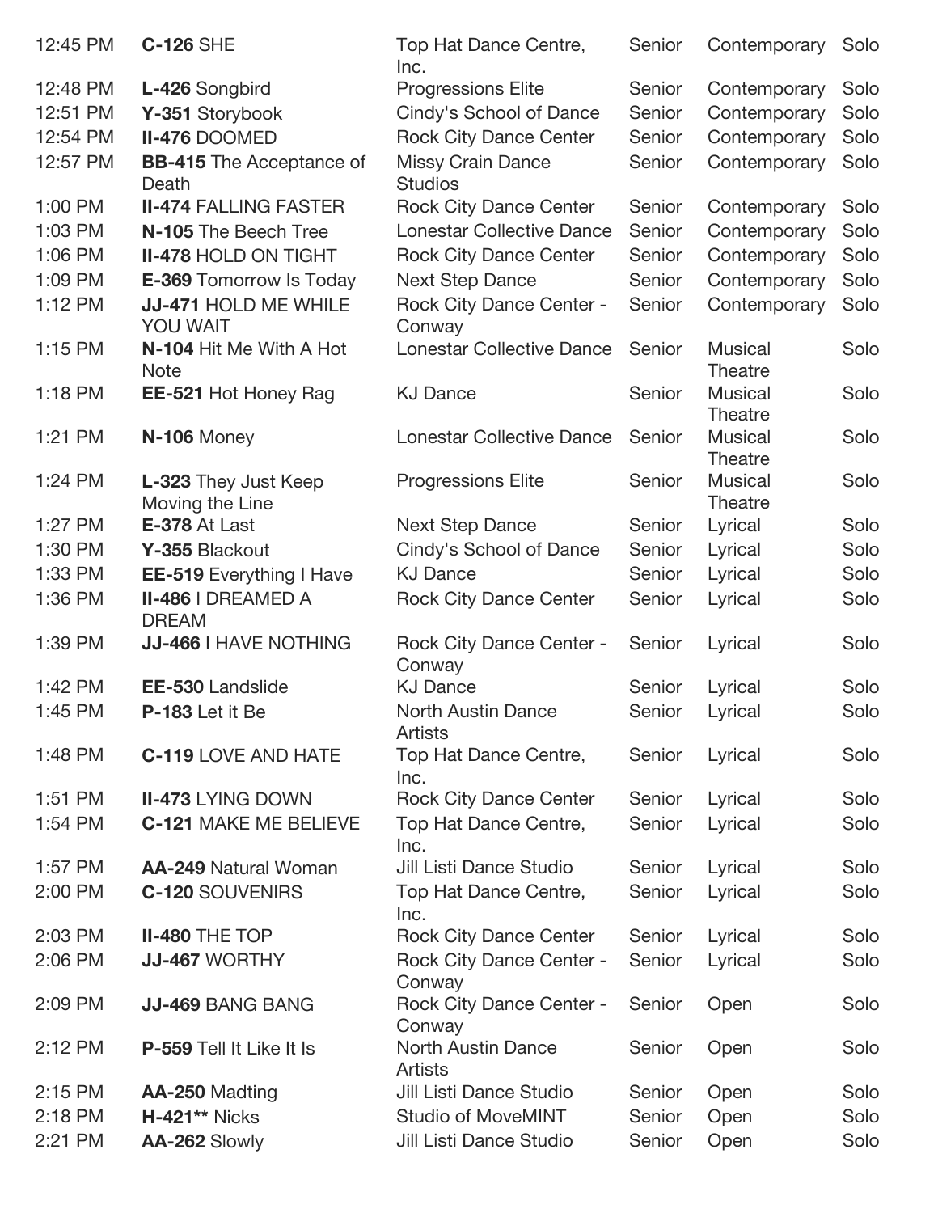| | | | | | |
|---|---|---|---|---|---|
| 12:45 PM | **C-126** SHE | Top Hat Dance Centre, Inc. | Senior | Contemporary | Solo |
| 12:48 PM | **L-426** Songbird | Progressions Elite | Senior | Contemporary | Solo |
| 12:51 PM | **Y-351** Storybook | Cindy's School of Dance | Senior | Contemporary | Solo |
| 12:54 PM | **II-476** DOOMED | Rock City Dance Center | Senior | Contemporary | Solo |
| 12:57 PM | **BB-415** The Acceptance of Death | Missy Crain Dance Studios | Senior | Contemporary | Solo |
| 1:00 PM | **II-474** FALLING FASTER | Rock City Dance Center | Senior | Contemporary | Solo |
| 1:03 PM | **N-105** The Beech Tree | Lonestar Collective Dance | Senior | Contemporary | Solo |
| 1:06 PM | **II-478** HOLD ON TIGHT | Rock City Dance Center | Senior | Contemporary | Solo |
| 1:09 PM | **E-369** Tomorrow Is Today | Next Step Dance | Senior | Contemporary | Solo |
| 1:12 PM | **JJ-471** HOLD ME WHILE YOU WAIT | Rock City Dance Center - Conway | Senior | Contemporary | Solo |
| 1:15 PM | **N-104** Hit Me With A Hot Note | Lonestar Collective Dance | Senior | Musical Theatre | Solo |
| 1:18 PM | **EE-521** Hot Honey Rag | KJ Dance | Senior | Musical Theatre | Solo |
| 1:21 PM | **N-106** Money | Lonestar Collective Dance | Senior | Musical Theatre | Solo |
| 1:24 PM | **L-323** They Just Keep Moving the Line | Progressions Elite | Senior | Musical Theatre | Solo |
| 1:27 PM | **E-378** At Last | Next Step Dance | Senior | Lyrical | Solo |
| 1:30 PM | **Y-355** Blackout | Cindy's School of Dance | Senior | Lyrical | Solo |
| 1:33 PM | **EE-519** Everything I Have | KJ Dance | Senior | Lyrical | Solo |
| 1:36 PM | **II-486** I DREAMED A DREAM | Rock City Dance Center | Senior | Lyrical | Solo |
| 1:39 PM | **JJ-466** I HAVE NOTHING | Rock City Dance Center - Conway | Senior | Lyrical | Solo |
| 1:42 PM | **EE-530** Landslide | KJ Dance | Senior | Lyrical | Solo |
| 1:45 PM | **P-183** Let it Be | North Austin Dance Artists | Senior | Lyrical | Solo |
| 1:48 PM | **C-119** LOVE AND HATE | Top Hat Dance Centre, Inc. | Senior | Lyrical | Solo |
| 1:51 PM | **II-473** LYING DOWN | Rock City Dance Center | Senior | Lyrical | Solo |
| 1:54 PM | **C-121** MAKE ME BELIEVE | Top Hat Dance Centre, Inc. | Senior | Lyrical | Solo |
| 1:57 PM | **AA-249** Natural Woman | Jill Listi Dance Studio | Senior | Lyrical | Solo |
| 2:00 PM | **C-120** SOUVENIRS | Top Hat Dance Centre, Inc. | Senior | Lyrical | Solo |
| 2:03 PM | **II-480** THE TOP | Rock City Dance Center | Senior | Lyrical | Solo |
| 2:06 PM | **JJ-467** WORTHY | Rock City Dance Center - Conway | Senior | Lyrical | Solo |
| 2:09 PM | **JJ-469** BANG BANG | Rock City Dance Center - Conway | Senior | Open | Solo |
| 2:12 PM | **P-559** Tell It Like It Is | North Austin Dance Artists | Senior | Open | Solo |
| 2:15 PM | **AA-250** Madting | Jill Listi Dance Studio | Senior | Open | Solo |
| 2:18 PM | **H-421**** Nicks | Studio of MoveMINT | Senior | Open | Solo |
| 2:21 PM | **AA-262** Slowly | Jill Listi Dance Studio | Senior | Open | Solo |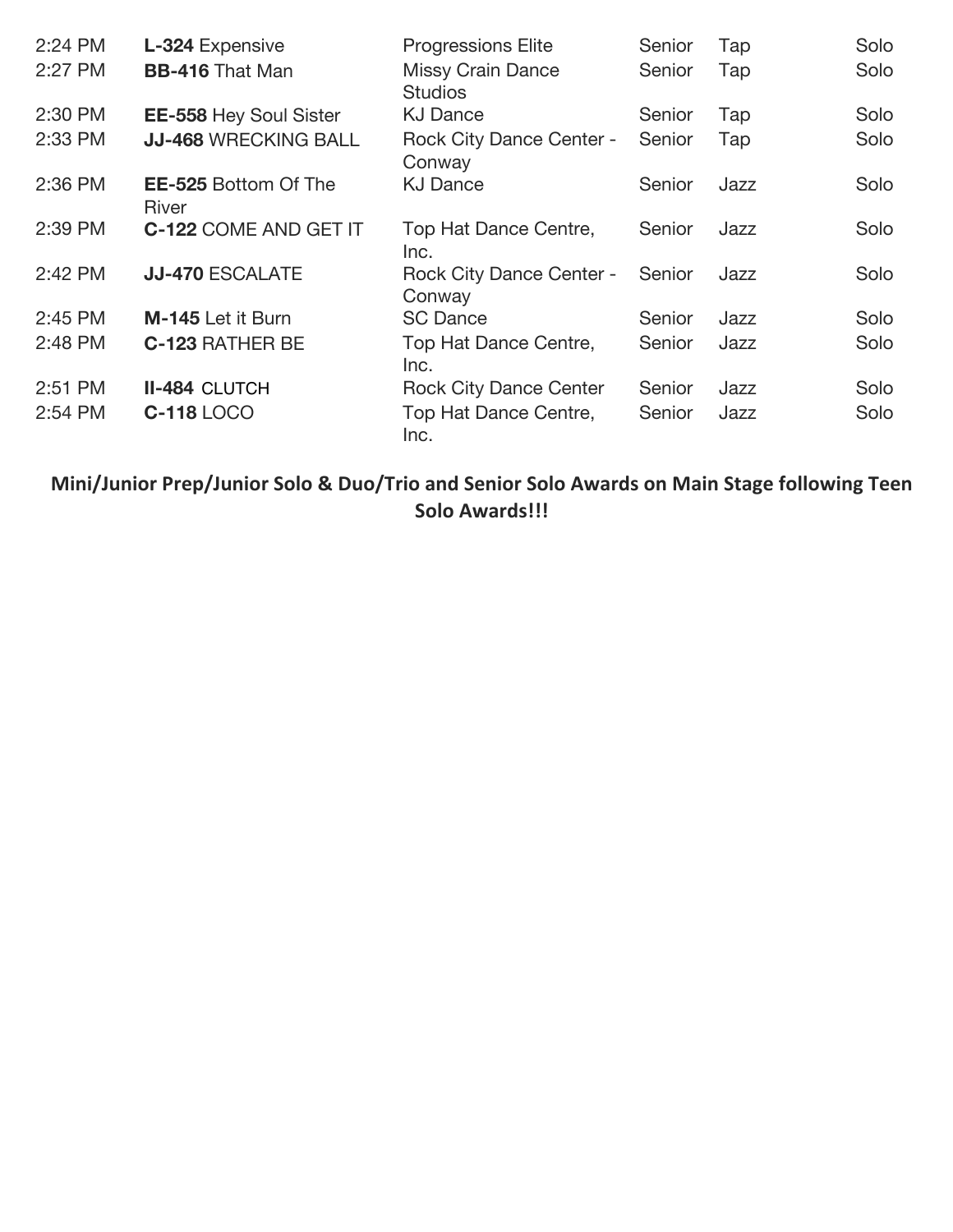| 2:24 PM | **L-324** Expensive | Progressions Elite | Senior | Tap | Solo |
|---|---|---|---|---|---|
| 2:27 PM | **BB-416** That Man | Missy Crain Dance Studios | Senior | Tap | Solo |
| 2:30 PM | **EE-558** Hey Soul Sister | KJ Dance | Senior | Tap | Solo |
| 2:33 PM | **JJ-468** WRECKING BALL | Rock City Dance Center - Conway | Senior | Tap | Solo |
| 2:36 PM | **EE-525** Bottom Of The River | KJ Dance | Senior | Jazz | Solo |
| 2:39 PM | **C-122** COME AND GET IT | Top Hat Dance Centre, Inc. | Senior | Jazz | Solo |
| 2:42 PM | **JJ-470** ESCALATE | Rock City Dance Center - Conway | Senior | Jazz | Solo |
| 2:45 PM | **M-145** Let it Burn | SC Dance | Senior | Jazz | Solo |
| 2:48 PM | **C-123** RATHER BE | Top Hat Dance Centre, Inc. | Senior | Jazz | Solo |
| 2:51 PM | **II-484** CLUTCH | Rock City Dance Center | Senior | Jazz | Solo |
| 2:54 PM | **C-118** LOCO | Top Hat Dance Centre, Inc. | Senior | Jazz | Solo |

**Mini/Junior Prep/Junior Solo & Duo/Trio and Senior Solo Awards on Main Stage following Teen Solo Awards!!!**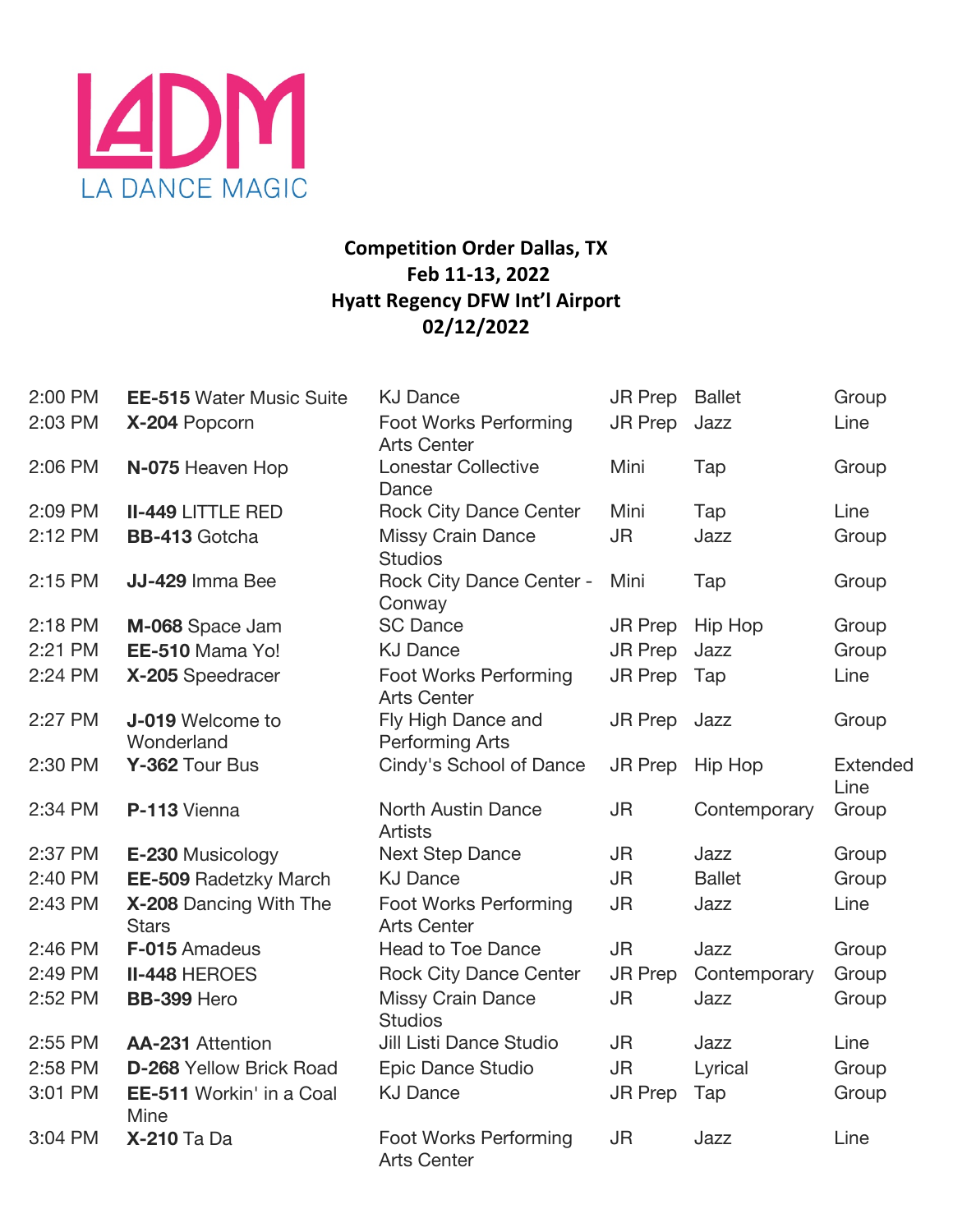LADM
LA DANCE MAGIC

**Competition Order Dallas, TX**
**Feb 11-13, 2022**
**Hyatt Regency DFW Int'l Airport**
**02/12/2022**

| Time | Entry | Studio | Division | Style | Category |
|---|---|---|---|---|---|
| 2:00 PM | **EE-515** Water Music Suite | KJ Dance | JR Prep | Ballet | Group |
| 2:03 PM | **X-204** Popcorn | Foot Works Performing Arts Center | JR Prep | Jazz | Line |
| 2:06 PM | **N-075** Heaven Hop | Lonestar Collective Dance | Mini | Tap | Group |
| 2:09 PM | **II-449** LITTLE RED | Rock City Dance Center | Mini | Tap | Line |
| 2:12 PM | **BB-413** Gotcha | Missy Crain Dance Studios | JR | Jazz | Group |
| 2:15 PM | **JJ-429** Imma Bee | Rock City Dance Center - Conway | Mini | Tap | Group |
| 2:18 PM | **M-068** Space Jam | SC Dance | JR Prep | Hip Hop | Group |
| 2:21 PM | **EE-510** Mama Yo! | KJ Dance | JR Prep | Jazz | Group |
| 2:24 PM | **X-205** Speedracer | Foot Works Performing Arts Center | JR Prep | Tap | Line |
| 2:27 PM | **J-019** Welcome to Wonderland | Fly High Dance and Performing Arts | JR Prep | Jazz | Group |
| 2:30 PM | **Y-362** Tour Bus | Cindy's School of Dance | JR Prep | Hip Hop | Extended Line |
| 2:34 PM | **P-113** Vienna | North Austin Dance Artists | JR | Contemporary | Group |
| 2:37 PM | **E-230** Musicology | Next Step Dance | JR | Jazz | Group |
| 2:40 PM | **EE-509** Radetzky March | KJ Dance | JR | Ballet | Group |
| 2:43 PM | **X-208** Dancing With The Stars | Foot Works Performing Arts Center | JR | Jazz | Line |
| 2:46 PM | **F-015** Amadeus | Head to Toe Dance | JR | Jazz | Group |
| 2:49 PM | **II-448** HEROES | Rock City Dance Center | JR Prep | Contemporary | Group |
| 2:52 PM | **BB-399** Hero | Missy Crain Dance Studios | JR | Jazz | Group |
| 2:55 PM | **AA-231** Attention | Jill Listi Dance Studio | JR | Jazz | Line |
| 2:58 PM | **D-268** Yellow Brick Road | Epic Dance Studio | JR | Lyrical | Group |
| 3:01 PM | **EE-511** Workin' in a Coal Mine | KJ Dance | JR Prep | Tap | Group |
| 3:04 PM | **X-210** Ta Da | Foot Works Performing Arts Center | JR | Jazz | Line |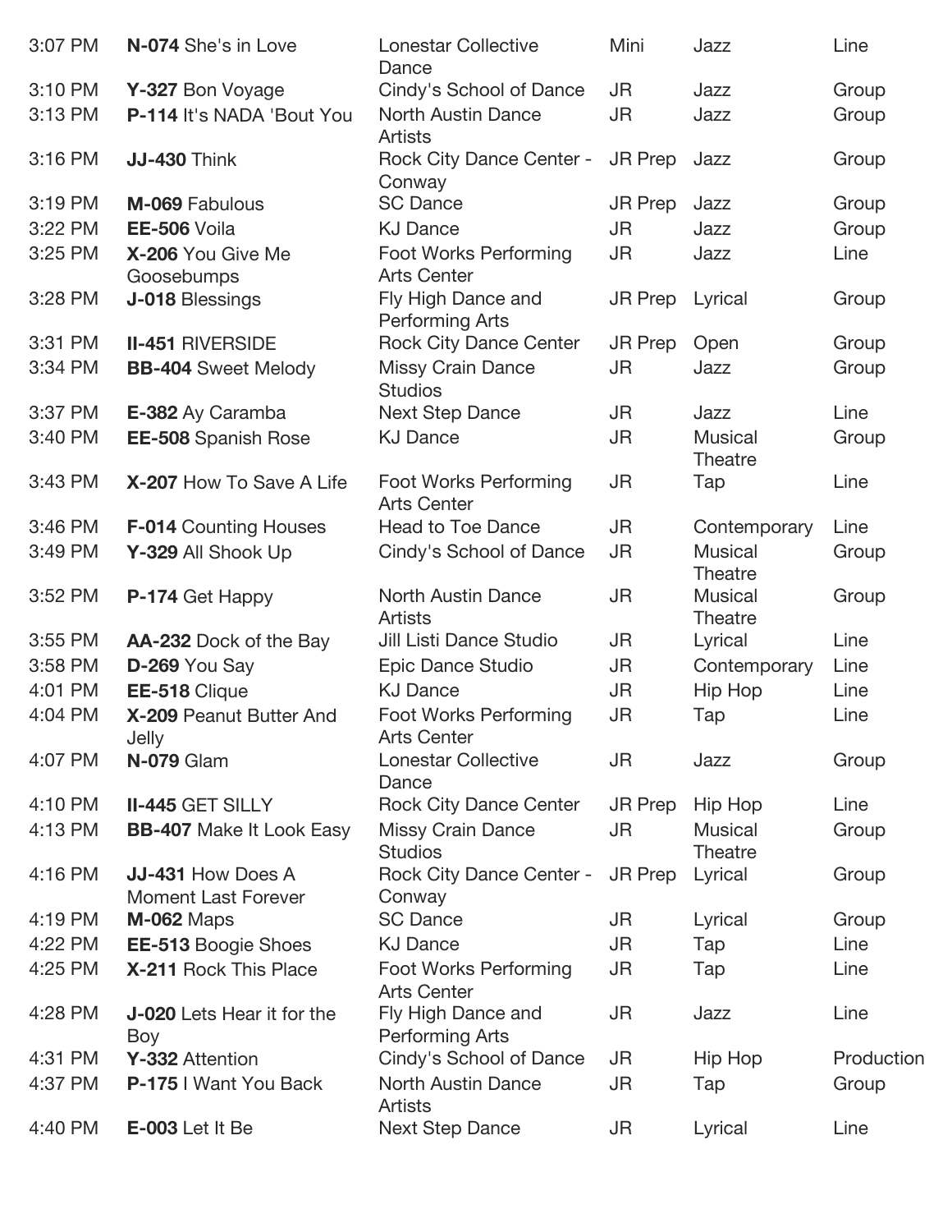| | | | | | |
|---|---|---|---|---|---|
| 3:07 PM | **N-074** She's in Love | Lonestar Collective Dance | Mini | Jazz | Line |
| 3:10 PM | **Y-327** Bon Voyage | Cindy's School of Dance | JR | Jazz | Group |
| 3:13 PM | **P-114** It's NADA 'Bout You | North Austin Dance Artists | JR | Jazz | Group |
| 3:16 PM | **JJ-430** Think | Rock City Dance Center - Conway | JR Prep | Jazz | Group |
| 3:19 PM | **M-069** Fabulous | SC Dance | JR Prep | Jazz | Group |
| 3:22 PM | **EE-506** Voila | KJ Dance | JR | Jazz | Group |
| 3:25 PM | **X-206** You Give Me Goosebumps | Foot Works Performing Arts Center | JR | Jazz | Line |
| 3:28 PM | **J-018** Blessings | Fly High Dance and Performing Arts | JR Prep | Lyrical | Group |
| 3:31 PM | **II-451** RIVERSIDE | Rock City Dance Center | JR Prep | Open | Group |
| 3:34 PM | **BB-404** Sweet Melody | Missy Crain Dance Studios | JR | Jazz | Group |
| 3:37 PM | **E-382** Ay Caramba | Next Step Dance | JR | Jazz | Line |
| 3:40 PM | **EE-508** Spanish Rose | KJ Dance | JR | Musical Theatre | Group |
| 3:43 PM | **X-207** How To Save A Life | Foot Works Performing Arts Center | JR | Tap | Line |
| 3:46 PM | **F-014** Counting Houses | Head to Toe Dance | JR | Contemporary | Line |
| 3:49 PM | **Y-329** All Shook Up | Cindy's School of Dance | JR | Musical Theatre | Group |
| 3:52 PM | **P-174** Get Happy | North Austin Dance Artists | JR | Musical Theatre | Group |
| 3:55 PM | **AA-232** Dock of the Bay | Jill Listi Dance Studio | JR | Lyrical | Line |
| 3:58 PM | **D-269** You Say | Epic Dance Studio | JR | Contemporary | Line |
| 4:01 PM | **EE-518** Clique | KJ Dance | JR | Hip Hop | Line |
| 4:04 PM | **X-209** Peanut Butter And Jelly | Foot Works Performing Arts Center | JR | Tap | Line |
| 4:07 PM | **N-079** Glam | Lonestar Collective Dance | JR | Jazz | Group |
| 4:10 PM | **II-445** GET SILLY | Rock City Dance Center | JR Prep | Hip Hop | Line |
| 4:13 PM | **BB-407** Make It Look Easy | Missy Crain Dance Studios | JR | Musical Theatre | Group |
| 4:16 PM | **JJ-431** How Does A Moment Last Forever | Rock City Dance Center - Conway | JR Prep | Lyrical | Group |
| 4:19 PM | **M-062** Maps | SC Dance | JR | Lyrical | Group |
| 4:22 PM | **EE-513** Boogie Shoes | KJ Dance | JR | Tap | Line |
| 4:25 PM | **X-211** Rock This Place | Foot Works Performing Arts Center | JR | Tap | Line |
| 4:28 PM | **J-020** Lets Hear it for the Boy | Fly High Dance and Performing Arts | JR | Jazz | Line |
| 4:31 PM | **Y-332** Attention | Cindy's School of Dance | JR | Hip Hop | Production |
| 4:37 PM | **P-175** I Want You Back | North Austin Dance Artists | JR | Tap | Group |
| 4:40 PM | **E-003** Let It Be | Next Step Dance | JR | Lyrical | Line |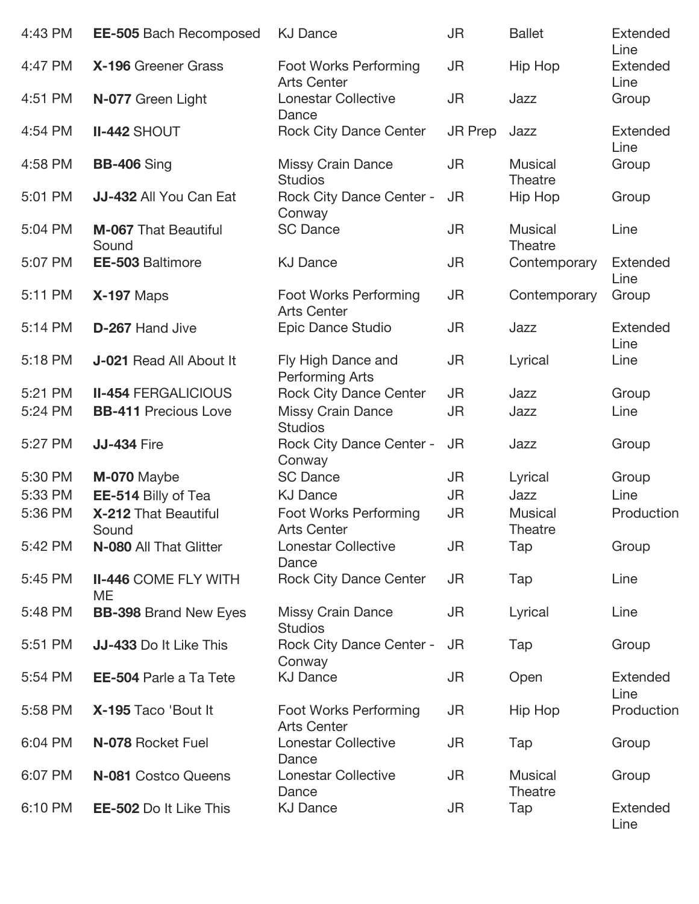| | | | | | |
|---|---|---|---|---|---|
| 4:43 PM | **EE-505** Bach Recomposed | KJ Dance | JR | Ballet | Extended Line |
| 4:47 PM | **X-196** Greener Grass | Foot Works Performing Arts Center | JR | Hip Hop | Extended Line |
| 4:51 PM | **N-077** Green Light | Lonestar Collective Dance | JR | Jazz | Group |
| 4:54 PM | **II-442** SHOUT | Rock City Dance Center | JR Prep | Jazz | Extended Line |
| 4:58 PM | **BB-406** Sing | Missy Crain Dance Studios | JR | Musical Theatre | Group |
| 5:01 PM | **JJ-432** All You Can Eat | Rock City Dance Center - Conway | JR | Hip Hop | Group |
| 5:04 PM | **M-067** That Beautiful Sound | SC Dance | JR | Musical Theatre | Line |
| 5:07 PM | **EE-503** Baltimore | KJ Dance | JR | Contemporary | Extended Line |
| 5:11 PM | **X-197** Maps | Foot Works Performing Arts Center | JR | Contemporary | Group |
| 5:14 PM | **D-267** Hand Jive | Epic Dance Studio | JR | Jazz | Extended Line |
| 5:18 PM | **J-021** Read All About It | Fly High Dance and Performing Arts | JR | Lyrical | Line |
| 5:21 PM | **II-454** FERGALICIOUS | Rock City Dance Center | JR | Jazz | Group |
| 5:24 PM | **BB-411** Precious Love | Missy Crain Dance Studios | JR | Jazz | Line |
| 5:27 PM | **JJ-434** Fire | Rock City Dance Center - Conway | JR | Jazz | Group |
| 5:30 PM | **M-070** Maybe | SC Dance | JR | Lyrical | Group |
| 5:33 PM | **EE-514** Billy of Tea | KJ Dance | JR | Jazz | Line |
| 5:36 PM | **X-212** That Beautiful Sound | Foot Works Performing Arts Center | JR | Musical Theatre | Production |
| 5:42 PM | **N-080** All That Glitter | Lonestar Collective Dance | JR | Tap | Group |
| 5:45 PM | **II-446** COME FLY WITH ME | Rock City Dance Center | JR | Tap | Line |
| 5:48 PM | **BB-398** Brand New Eyes | Missy Crain Dance Studios | JR | Lyrical | Line |
| 5:51 PM | **JJ-433** Do It Like This | Rock City Dance Center - Conway | JR | Tap | Group |
| 5:54 PM | **EE-504** Parle a Ta Tete | KJ Dance | JR | Open | Extended Line |
| 5:58 PM | **X-195** Taco 'Bout It | Foot Works Performing Arts Center | JR | Hip Hop | Production |
| 6:04 PM | **N-078** Rocket Fuel | Lonestar Collective Dance | JR | Tap | Group |
| 6:07 PM | **N-081** Costco Queens | Lonestar Collective Dance | JR | Musical Theatre | Group |
| 6:10 PM | **EE-502** Do It Like This | KJ Dance | JR | Tap | Extended Line |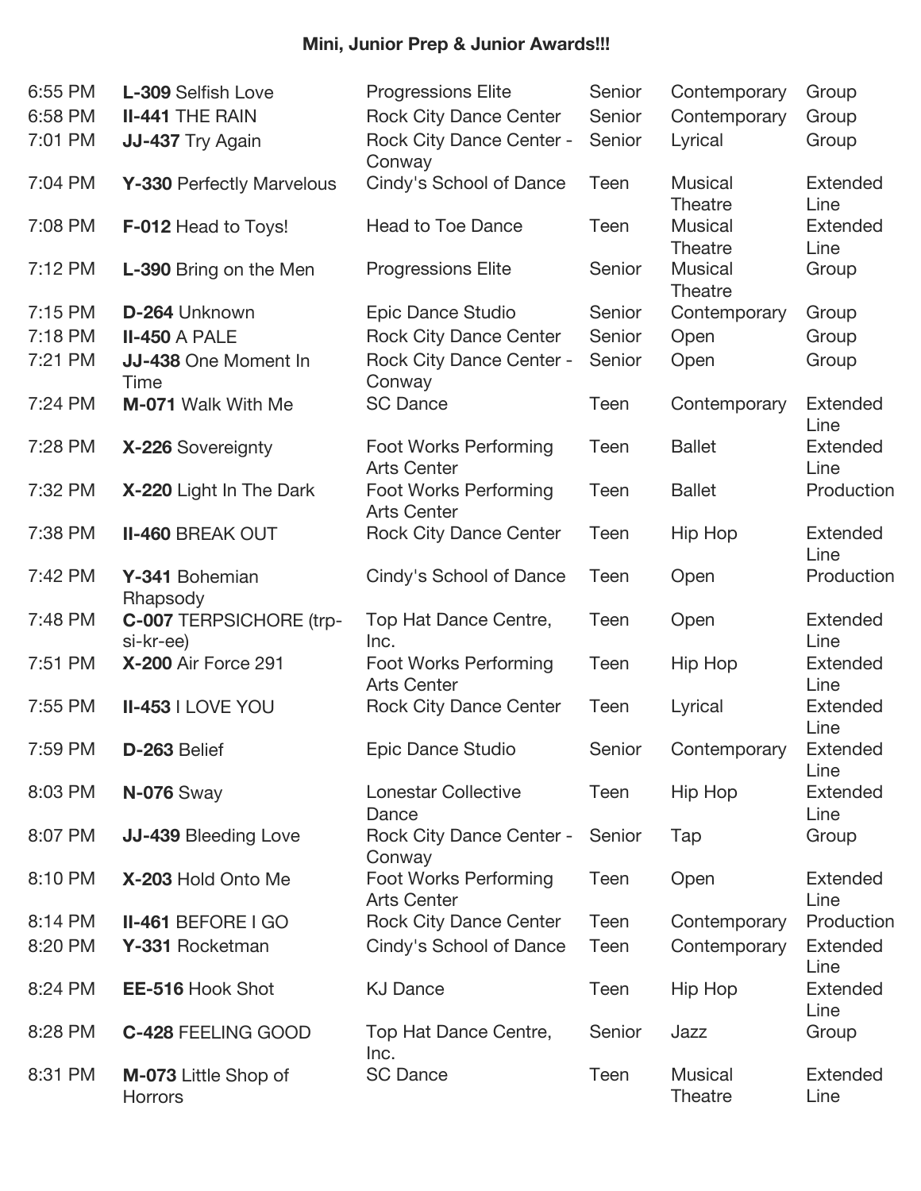**Mini, Junior Prep & Junior Awards!!!**

| Time | Entry | Studio | Age | Category | Size |
|---|---|---|---|---|---|
| 6:55 PM | **L-309** Selfish Love | Progressions Elite | Senior | Contemporary | Group |
| 6:58 PM | **II-441** THE RAIN | Rock City Dance Center | Senior | Contemporary | Group |
| 7:01 PM | **JJ-437** Try Again | Rock City Dance Center - Conway | Senior | Lyrical | Group |
| 7:04 PM | **Y-330** Perfectly Marvelous | Cindy's School of Dance | Teen | Musical Theatre | Extended Line |
| 7:08 PM | **F-012** Head to Toys! | Head to Toe Dance | Teen | Musical Theatre | Extended Line |
| 7:12 PM | **L-390** Bring on the Men | Progressions Elite | Senior | Musical Theatre | Group |
| 7:15 PM | **D-264** Unknown | Epic Dance Studio | Senior | Contemporary | Group |
| 7:18 PM | **II-450** A PALE | Rock City Dance Center | Senior | Open | Group |
| 7:21 PM | **JJ-438** One Moment In Time | Rock City Dance Center - Conway | Senior | Open | Group |
| 7:24 PM | **M-071** Walk With Me | SC Dance | Teen | Contemporary | Extended Line |
| 7:28 PM | **X-226** Sovereignty | Foot Works Performing Arts Center | Teen | Ballet | Extended Line |
| 7:32 PM | **X-220** Light In The Dark | Foot Works Performing Arts Center | Teen | Ballet | Production |
| 7:38 PM | **II-460** BREAK OUT | Rock City Dance Center | Teen | Hip Hop | Extended Line |
| 7:42 PM | **Y-341** Bohemian Rhapsody | Cindy's School of Dance | Teen | Open | Production |
| 7:48 PM | **C-007** TERPSICHORE (trp-si-kr-ee) | Top Hat Dance Centre, Inc. | Teen | Open | Extended Line |
| 7:51 PM | **X-200** Air Force 291 | Foot Works Performing Arts Center | Teen | Hip Hop | Extended Line |
| 7:55 PM | **II-453** I LOVE YOU | Rock City Dance Center | Teen | Lyrical | Extended Line |
| 7:59 PM | **D-263** Belief | Epic Dance Studio | Senior | Contemporary | Extended Line |
| 8:03 PM | **N-076** Sway | Lonestar Collective Dance | Teen | Hip Hop | Extended Line |
| 8:07 PM | **JJ-439** Bleeding Love | Rock City Dance Center - Conway | Senior | Tap | Group |
| 8:10 PM | **X-203** Hold Onto Me | Foot Works Performing Arts Center | Teen | Open | Extended Line |
| 8:14 PM | **II-461** BEFORE I GO | Rock City Dance Center | Teen | Contemporary | Production |
| 8:20 PM | **Y-331** Rocketman | Cindy's School of Dance | Teen | Contemporary | Extended Line |
| 8:24 PM | **EE-516** Hook Shot | KJ Dance | Teen | Hip Hop | Extended Line |
| 8:28 PM | **C-428** FEELING GOOD | Top Hat Dance Centre, Inc. | Senior | Jazz | Group |
| 8:31 PM | **M-073** Little Shop of Horrors | SC Dance | Teen | Musical Theatre | Extended Line |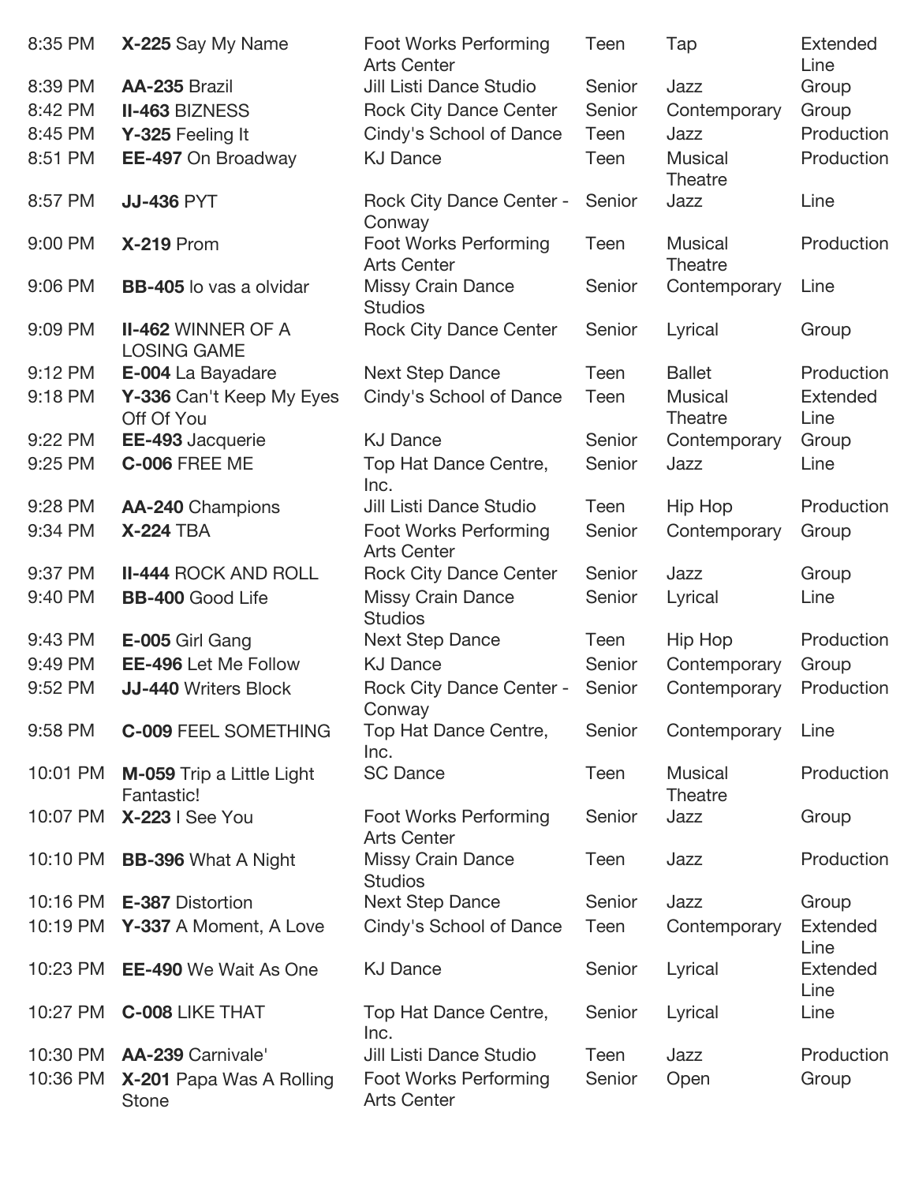| | | | | | |
|---|---|---|---|---|---|
| 8:35 PM | **X-225** Say My Name | Foot Works Performing Arts Center | Teen | Tap | Extended Line |
| 8:39 PM | **AA-235** Brazil | Jill Listi Dance Studio | Senior | Jazz | Group |
| 8:42 PM | **II-463** BIZNESS | Rock City Dance Center | Senior | Contemporary | Group |
| 8:45 PM | **Y-325** Feeling It | Cindy's School of Dance | Teen | Jazz | Production |
| 8:51 PM | **EE-497** On Broadway | KJ Dance | Teen | Musical Theatre | Production |
| 8:57 PM | **JJ-436** PYT | Rock City Dance Center - Conway | Senior | Jazz | Line |
| 9:00 PM | **X-219** Prom | Foot Works Performing Arts Center | Teen | Musical Theatre | Production |
| 9:06 PM | **BB-405** lo vas a olvidar | Missy Crain Dance Studios | Senior | Contemporary | Line |
| 9:09 PM | **II-462** WINNER OF A LOSING GAME | Rock City Dance Center | Senior | Lyrical | Group |
| 9:12 PM | **E-004** La Bayadare | Next Step Dance | Teen | Ballet | Production |
| 9:18 PM | **Y-336** Can't Keep My Eyes Off Of You | Cindy's School of Dance | Teen | Musical Theatre | Extended Line |
| 9:22 PM | **EE-493** Jacquerie | KJ Dance | Senior | Contemporary | Group |
| 9:25 PM | **C-006** FREE ME | Top Hat Dance Centre, Inc. | Senior | Jazz | Line |
| 9:28 PM | **AA-240** Champions | Jill Listi Dance Studio | Teen | Hip Hop | Production |
| 9:34 PM | **X-224** TBA | Foot Works Performing Arts Center | Senior | Contemporary | Group |
| 9:37 PM | **II-444** ROCK AND ROLL | Rock City Dance Center | Senior | Jazz | Group |
| 9:40 PM | **BB-400** Good Life | Missy Crain Dance Studios | Senior | Lyrical | Line |
| 9:43 PM | **E-005** Girl Gang | Next Step Dance | Teen | Hip Hop | Production |
| 9:49 PM | **EE-496** Let Me Follow | KJ Dance | Senior | Contemporary | Group |
| 9:52 PM | **JJ-440** Writers Block | Rock City Dance Center - Conway | Senior | Contemporary | Production |
| 9:58 PM | **C-009** FEEL SOMETHING | Top Hat Dance Centre, Inc. | Senior | Contemporary | Line |
| 10:01 PM | **M-059** Trip a Little Light Fantastic! | SC Dance | Teen | Musical Theatre | Production |
| 10:07 PM | **X-223** I See You | Foot Works Performing Arts Center | Senior | Jazz | Group |
| 10:10 PM | **BB-396** What A Night | Missy Crain Dance Studios | Teen | Jazz | Production |
| 10:16 PM | **E-387** Distortion | Next Step Dance | Senior | Jazz | Group |
| 10:19 PM | **Y-337** A Moment, A Love | Cindy's School of Dance | Teen | Contemporary | Extended Line |
| 10:23 PM | **EE-490** We Wait As One | KJ Dance | Senior | Lyrical | Extended Line |
| 10:27 PM | **C-008** LIKE THAT | Top Hat Dance Centre, Inc. | Senior | Lyrical | Line |
| 10:30 PM | **AA-239** Carnivale' | Jill Listi Dance Studio | Teen | Jazz | Production |
| 10:36 PM | **X-201** Papa Was A Rolling Stone | Foot Works Performing Arts Center | Senior | Open | Group |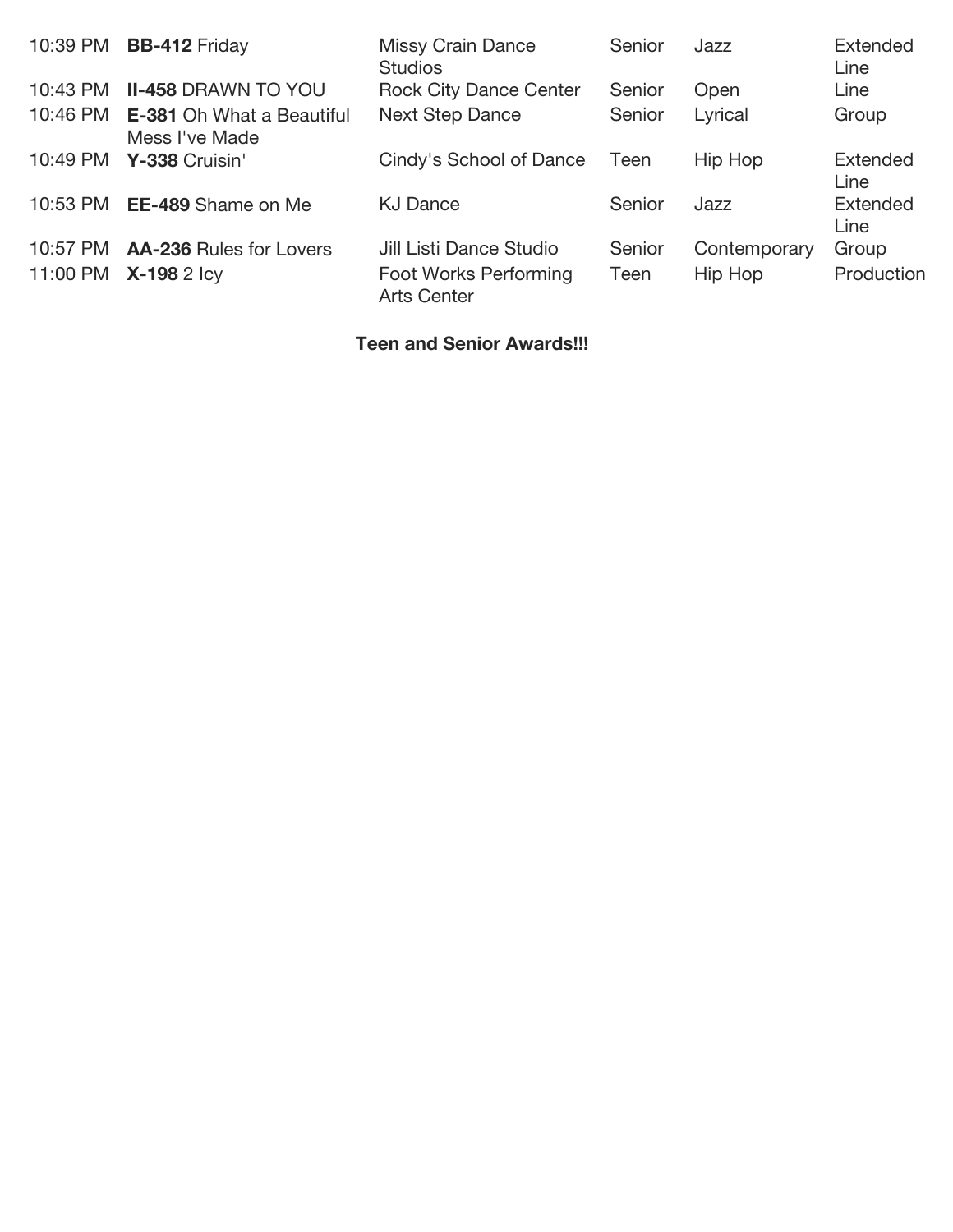| | | | | | |
|---|---|---|---|---|---|
| 10:39 PM | **BB-412** Friday | Missy Crain Dance Studios | Senior | Jazz | Extended Line |
| 10:43 PM | **II-458** DRAWN TO YOU | Rock City Dance Center | Senior | Open | Line |
| 10:46 PM | **E-381** Oh What a Beautiful Mess I've Made | Next Step Dance | Senior | Lyrical | Group |
| 10:49 PM | **Y-338** Cruisin' | Cindy's School of Dance | Teen | Hip Hop | Extended Line |
| 10:53 PM | **EE-489** Shame on Me | KJ Dance | Senior | Jazz | Extended Line |
| 10:57 PM | **AA-236** Rules for Lovers | Jill Listi Dance Studio | Senior | Contemporary | Group |
| 11:00 PM | **X-198** 2 Icy | Foot Works Performing Arts Center | Teen | Hip Hop | Production |

**Teen and Senior Awards!!!**